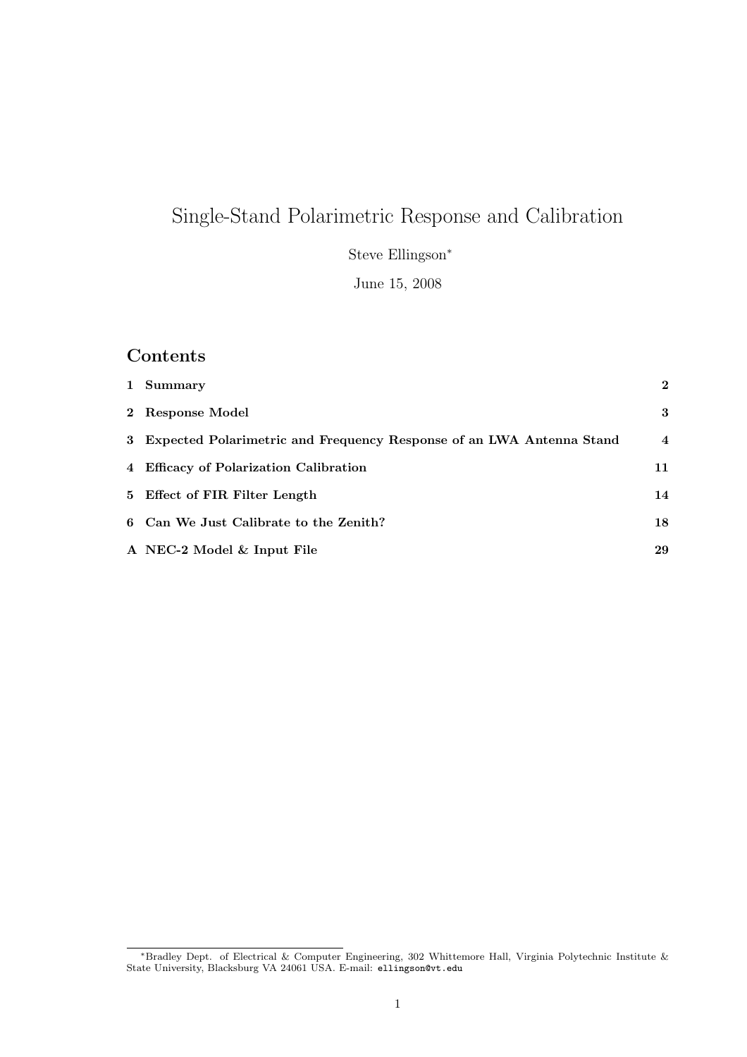# Single-Stand Polarimetric Response and Calibration

Steve Ellingson[*]

June 15, 2008

## Contents

| | | |
|---|---|---|
| **1** | **Summary** | **2** |
| **2** | **Response Model** | **3** |
| **3** | **Expected Polarimetric and Frequency Response of an LWA Antenna Stand** | **4** |
| **4** | **Efficacy of Polarization Calibration** | **11** |
| **5** | **Effect of FIR Filter Length** | **14** |
| **6** | **Can We Just Calibrate to the Zenith?** | **18** |
| **A** | **NEC-2 Model & Input File** | **29** |

[*]Bradley Dept. of Electrical & Computer Engineering, 302 Whittemore Hall, Virginia Polytechnic Institute & State University, Blacksburg VA 24061 USA. E-mail: `ellingson@vt.edu`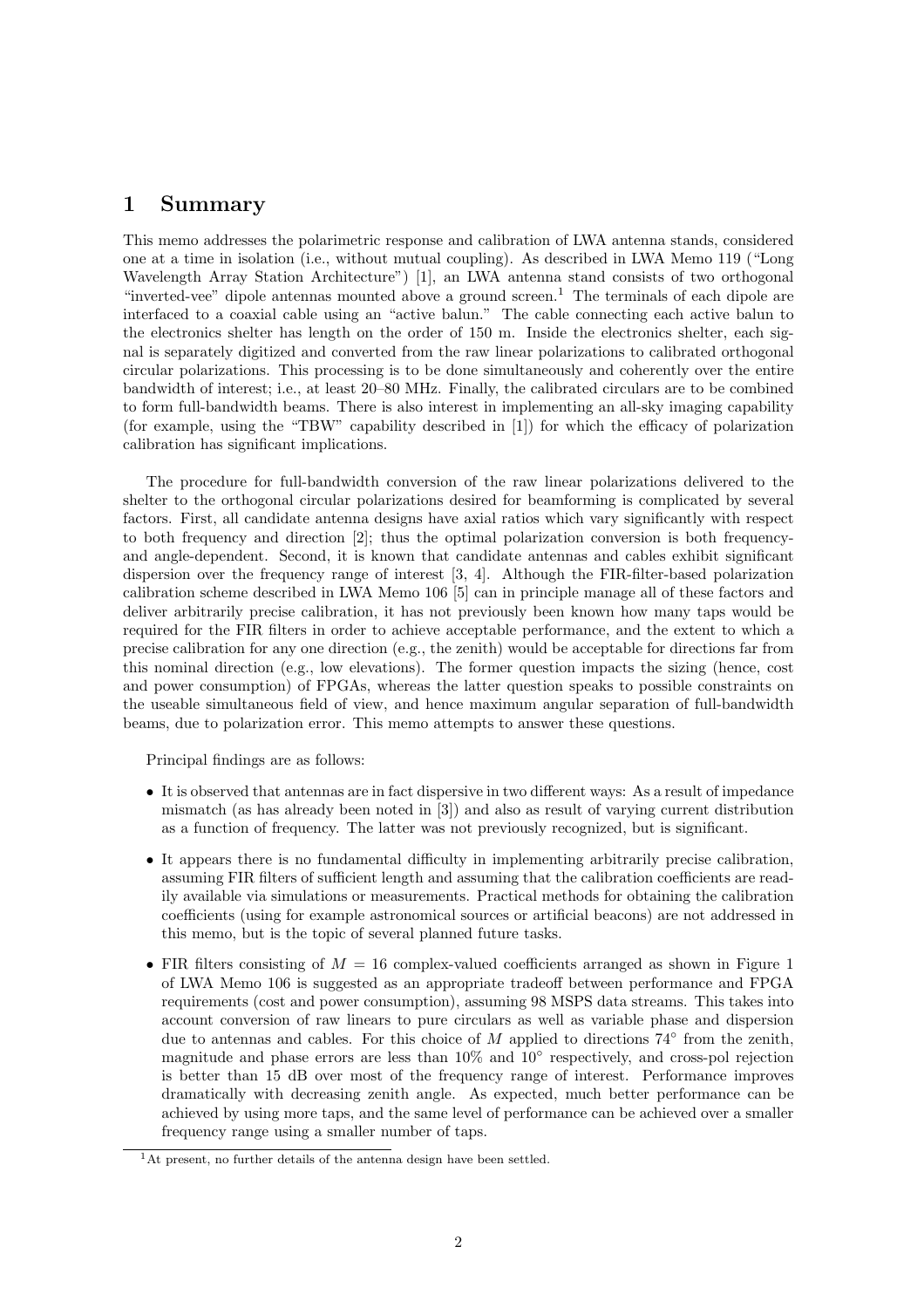# 1 Summary

This memo addresses the polarimetric response and calibration of LWA antenna stands, considered one at a time in isolation (i.e., without mutual coupling). As described in LWA Memo 119 ("Long Wavelength Array Station Architecture") [1], an LWA antenna stand consists of two orthogonal "inverted-vee" dipole antennas mounted above a ground screen.[1] The terminals of each dipole are interfaced to a coaxial cable using an "active balun." The cable connecting each active balun to the electronics shelter has length on the order of 150 m. Inside the electronics shelter, each signal is separately digitized and converted from the raw linear polarizations to calibrated orthogonal circular polarizations. This processing is to be done simultaneously and coherently over the entire bandwidth of interest; i.e., at least 20–80 MHz. Finally, the calibrated circulars are to be combined to form full-bandwidth beams. There is also interest in implementing an all-sky imaging capability (for example, using the "TBW" capability described in [1]) for which the efficacy of polarization calibration has significant implications.

The procedure for full-bandwidth conversion of the raw linear polarizations delivered to the shelter to the orthogonal circular polarizations desired for beamforming is complicated by several factors. First, all candidate antenna designs have axial ratios which vary significantly with respect to both frequency and direction [2]; thus the optimal polarization conversion is both frequency- and angle-dependent. Second, it is known that candidate antennas and cables exhibit significant dispersion over the frequency range of interest [3, 4]. Although the FIR-filter-based polarization calibration scheme described in LWA Memo 106 [5] can in principle manage all of these factors and deliver arbitrarily precise calibration, it has not previously been known how many taps would be required for the FIR filters in order to achieve acceptable performance, and the extent to which a precise calibration for any one direction (e.g., the zenith) would be acceptable for directions far from this nominal direction (e.g., low elevations). The former question impacts the sizing (hence, cost and power consumption) of FPGAs, whereas the latter question speaks to possible constraints on the useable simultaneous field of view, and hence maximum angular separation of full-bandwidth beams, due to polarization error. This memo attempts to answer these questions.

Principal findings are as follows:

- It is observed that antennas are in fact dispersive in two different ways: As a result of impedance mismatch (as has already been noted in [3]) and also as result of varying current distribution as a function of frequency. The latter was not previously recognized, but is significant.
- It appears there is no fundamental difficulty in implementing arbitrarily precise calibration, assuming FIR filters of sufficient length and assuming that the calibration coefficients are readily available via simulations or measurements. Practical methods for obtaining the calibration coefficients (using for example astronomical sources or artificial beacons) are not addressed in this memo, but is the topic of several planned future tasks.
- FIR filters consisting of $M = 16$ complex-valued coefficients arranged as shown in Figure 1 of LWA Memo 106 is suggested as an appropriate tradeoff between performance and FPGA requirements (cost and power consumption), assuming 98 MSPS data streams. This takes into account conversion of raw linears to pure circulars as well as variable phase and dispersion due to antennas and cables. For this choice of $M$ applied to directions $74^\circ$ from the zenith, magnitude and phase errors are less than 10% and $10^\circ$ respectively, and cross-pol rejection is better than 15 dB over most of the frequency range of interest. Performance improves dramatically with decreasing zenith angle. As expected, much better performance can be achieved by using more taps, and the same level of performance can be achieved over a smaller frequency range using a smaller number of taps.

[1] At present, no further details of the antenna design have been settled.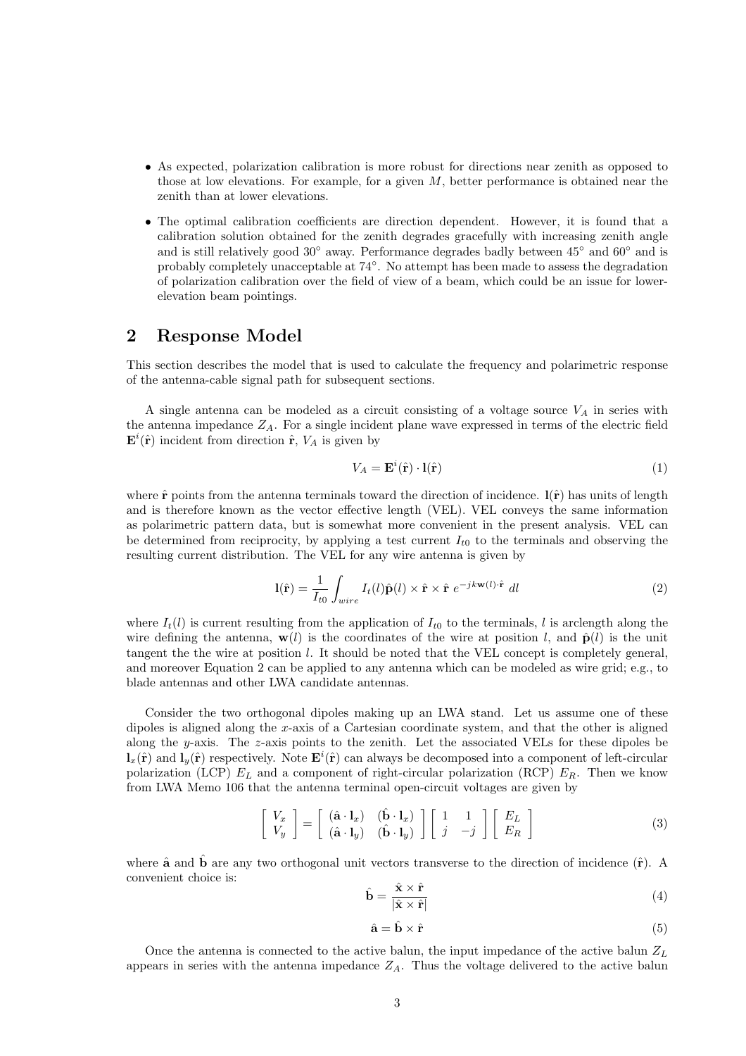- As expected, polarization calibration is more robust for directions near zenith as opposed to those at low elevations. For example, for a given $M$, better performance is obtained near the zenith than at lower elevations.
- The optimal calibration coefficients are direction dependent. However, it is found that a calibration solution obtained for the zenith degrades gracefully with increasing zenith angle and is still relatively good 30° away. Performance degrades badly between 45° and 60° and is probably completely unacceptable at 74°. No attempt has been made to assess the degradation of polarization calibration over the field of view of a beam, which could be an issue for lower-elevation beam pointings.

## 2 Response Model

This section describes the model that is used to calculate the frequency and polarimetric response of the antenna-cable signal path for subsequent sections.

A single antenna can be modeled as a circuit consisting of a voltage source $V_A$ in series with the antenna impedance $Z_A$. For a single incident plane wave expressed in terms of the electric field $\mathbf{E}^i(\hat{\mathbf{r}})$ incident from direction $\hat{\mathbf{r}}$, $V_A$ is given by

$$V_A = \mathbf{E}^i(\hat{\mathbf{r}}) \cdot \mathbf{l}(\hat{\mathbf{r}}) \tag{1}$$

where $\hat{\mathbf{r}}$ points from the antenna terminals toward the direction of incidence. $\mathbf{l}(\hat{\mathbf{r}})$ has units of length and is therefore known as the vector effective length (VEL). VEL conveys the same information as polarimetric pattern data, but is somewhat more convenient in the present analysis. VEL can be determined from reciprocity, by applying a test current $I_{t0}$ to the terminals and observing the resulting current distribution. The VEL for any wire antenna is given by

$$\mathbf{l}(\hat{\mathbf{r}}) = \frac{1}{I_{t0}} \int_{wire} I_t(l) \hat{\mathbf{p}}(l) \times \hat{\mathbf{r}} \times \hat{\mathbf{r}} \; e^{-jk\mathbf{w}(l)\cdot\hat{\mathbf{r}}} \; dl \tag{2}$$

where $I_t(l)$ is current resulting from the application of $I_{t0}$ to the terminals, $l$ is arclength along the wire defining the antenna, $\mathbf{w}(l)$ is the coordinates of the wire at position $l$, and $\hat{\mathbf{p}}(l)$ is the unit tangent the the wire at position $l$. It should be noted that the VEL concept is completely general, and moreover Equation 2 can be applied to any antenna which can be modeled as wire grid; e.g., to blade antennas and other LWA candidate antennas.

Consider the two orthogonal dipoles making up an LWA stand. Let us assume one of these dipoles is aligned along the $x$-axis of a Cartesian coordinate system, and that the other is aligned along the $y$-axis. The $z$-axis points to the zenith. Let the associated VELs for these dipoles be $\mathbf{l}_x(\hat{\mathbf{r}})$ and $\mathbf{l}_y(\hat{\mathbf{r}})$ respectively. Note $\mathbf{E}^i(\hat{\mathbf{r}})$ can always be decomposed into a component of left-circular polarization (LCP) $E_L$ and a component of right-circular polarization (RCP) $E_R$. Then we know from LWA Memo 106 that the antenna terminal open-circuit voltages are given by

$$\begin{bmatrix} V_x \\ V_y \end{bmatrix} = \begin{bmatrix} (\hat{\mathbf{a}} \cdot \mathbf{l}_x) & (\hat{\mathbf{b}} \cdot \mathbf{l}_x) \\ (\hat{\mathbf{a}} \cdot \mathbf{l}_y) & (\hat{\mathbf{b}} \cdot \mathbf{l}_y) \end{bmatrix} \begin{bmatrix} 1 & 1 \\ j & -j \end{bmatrix} \begin{bmatrix} E_L \\ E_R \end{bmatrix} \tag{3}$$

where $\hat{\mathbf{a}}$ and $\hat{\mathbf{b}}$ are any two orthogonal unit vectors transverse to the direction of incidence ($\hat{\mathbf{r}}$). A convenient choice is:

$$\hat{\mathbf{b}} = \frac{\hat{\mathbf{x}} \times \hat{\mathbf{r}}}{|\hat{\mathbf{x}} \times \hat{\mathbf{r}}|} \tag{4}$$

$$\hat{\mathbf{a}} = \hat{\mathbf{b}} \times \hat{\mathbf{r}} \tag{5}$$

Once the antenna is connected to the active balun, the input impedance of the active balun $Z_L$ appears in series with the antenna impedance $Z_A$. Thus the voltage delivered to the active balun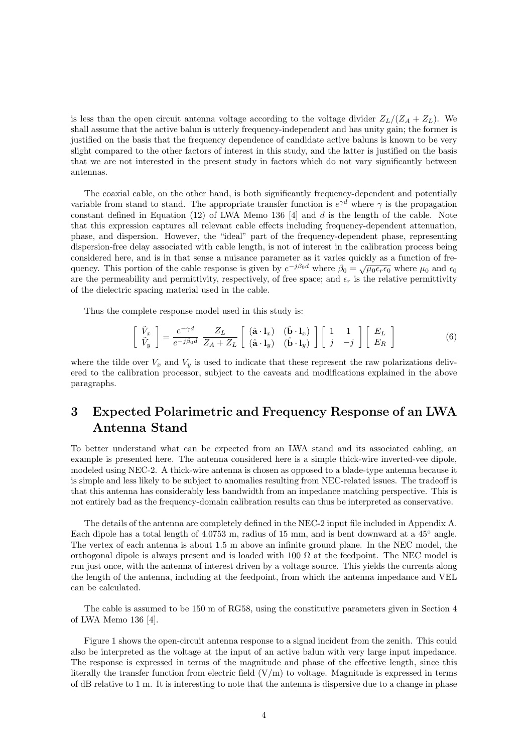is less than the open circuit antenna voltage according to the voltage divider $Z_L/(Z_A + Z_L)$. We shall assume that the active balun is utterly frequency-independent and has unity gain; the former is justified on the basis that the frequency dependence of candidate active baluns is known to be very slight compared to the other factors of interest in this study, and the latter is justified on the basis that we are not interested in the present study in factors which do not vary significantly between antennas.

The coaxial cable, on the other hand, is both significantly frequency-dependent and potentially variable from stand to stand. The appropriate transfer function is $e^{\gamma d}$ where $\gamma$ is the propagation constant defined in Equation (12) of LWA Memo 136 [4] and $d$ is the length of the cable. Note that this expression captures all relevant cable effects including frequency-dependent attenuation, phase, and dispersion. However, the "ideal" part of the frequency-dependent phase, representing dispersion-free delay associated with cable length, is not of interest in the calibration process being considered here, and is in that sense a nuisance parameter as it varies quickly as a function of frequency. This portion of the cable response is given by $e^{-j\beta_0 d}$ where $\beta_0 = \sqrt{\mu_0 \epsilon_r \epsilon_0}$ where $\mu_0$ and $\epsilon_0$ are the permeability and permittivity, respectively, of free space; and $\epsilon_r$ is the relative permittivity of the dielectric spacing material used in the cable.

Thus the complete response model used in this study is:

$$\begin{bmatrix} \tilde{V}_x \\ \tilde{V}_y \end{bmatrix} = \frac{e^{-\gamma d}}{e^{-j\beta_0 d}} \, \frac{Z_L}{Z_A + Z_L} \begin{bmatrix} (\hat{\mathbf{a}} \cdot \mathbf{l}_x) & (\hat{\mathbf{b}} \cdot \mathbf{l}_x) \\ (\hat{\mathbf{a}} \cdot \mathbf{l}_y) & (\hat{\mathbf{b}} \cdot \mathbf{l}_y) \end{bmatrix} \begin{bmatrix} 1 & 1 \\ j & -j \end{bmatrix} \begin{bmatrix} E_L \\ E_R \end{bmatrix} \tag{6}$$

where the tilde over $V_x$ and $V_y$ is used to indicate that these represent the raw polarizations delivered to the calibration processor, subject to the caveats and modifications explained in the above paragraphs.

# 3 Expected Polarimetric and Frequency Response of an LWA Antenna Stand

To better understand what can be expected from an LWA stand and its associated cabling, an example is presented here. The antenna considered here is a simple thick-wire inverted-vee dipole, modeled using NEC-2. A thick-wire antenna is chosen as opposed to a blade-type antenna because it is simple and less likely to be subject to anomalies resulting from NEC-related issues. The tradeoff is that this antenna has considerably less bandwidth from an impedance matching perspective. This is not entirely bad as the frequency-domain calibration results can thus be interpreted as conservative.

The details of the antenna are completely defined in the NEC-2 input file included in Appendix A. Each dipole has a total length of 4.0753 m, radius of 15 mm, and is bent downward at a 45° angle. The vertex of each antenna is about 1.5 m above an infinite ground plane. In the NEC model, the orthogonal dipole is always present and is loaded with 100 Ω at the feedpoint. The NEC model is run just once, with the antenna of interest driven by a voltage source. This yields the currents along the length of the antenna, including at the feedpoint, from which the antenna impedance and VEL can be calculated.

The cable is assumed to be 150 m of RG58, using the constitutive parameters given in Section 4 of LWA Memo 136 [4].

Figure 1 shows the open-circuit antenna response to a signal incident from the zenith. This could also be interpreted as the voltage at the input of an active balun with very large input impedance. The response is expressed in terms of the magnitude and phase of the effective length, since this literally the transfer function from electric field (V/m) to voltage. Magnitude is expressed in terms of dB relative to 1 m. It is interesting to note that the antenna is dispersive due to a change in phase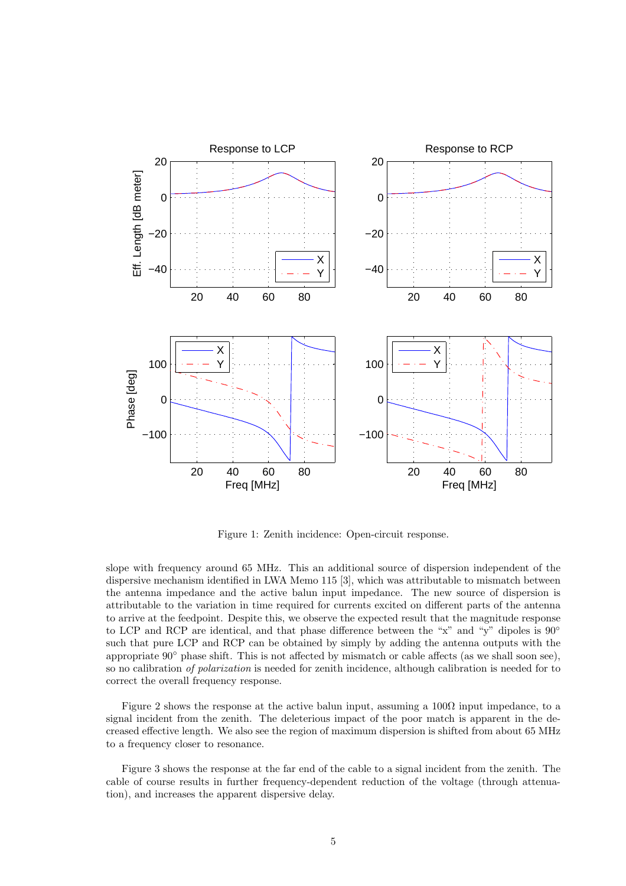Figure 1: Zenith incidence: Open-circuit response.

slope with frequency around 65 MHz. This an additional source of dispersion independent of the dispersive mechanism identified in LWA Memo 115 [3], which was attributable to mismatch between the antenna impedance and the active balun input impedance. The new source of dispersion is attributable to the variation in time required for currents excited on different parts of the antenna to arrive at the feedpoint. Despite this, we observe the expected result that the magnitude response to LCP and RCP are identical, and that phase difference between the "x" and "y" dipoles is 90° such that pure LCP and RCP can be obtained by simply by adding the antenna outputs with the appropriate 90° phase shift. This is not affected by mismatch or cable affects (as we shall soon see), so no calibration *of polarization* is needed for zenith incidence, although calibration is needed for to correct the overall frequency response.

Figure 2 shows the response at the active balun input, assuming a 100Ω input impedance, to a signal incident from the zenith. The deleterious impact of the poor match is apparent in the decreased effective length. We also see the region of maximum dispersion is shifted from about 65 MHz to a frequency closer to resonance.

Figure 3 shows the response at the far end of the cable to a signal incident from the zenith. The cable of course results in further frequency-dependent reduction of the voltage (through attenuation), and increases the apparent dispersive delay.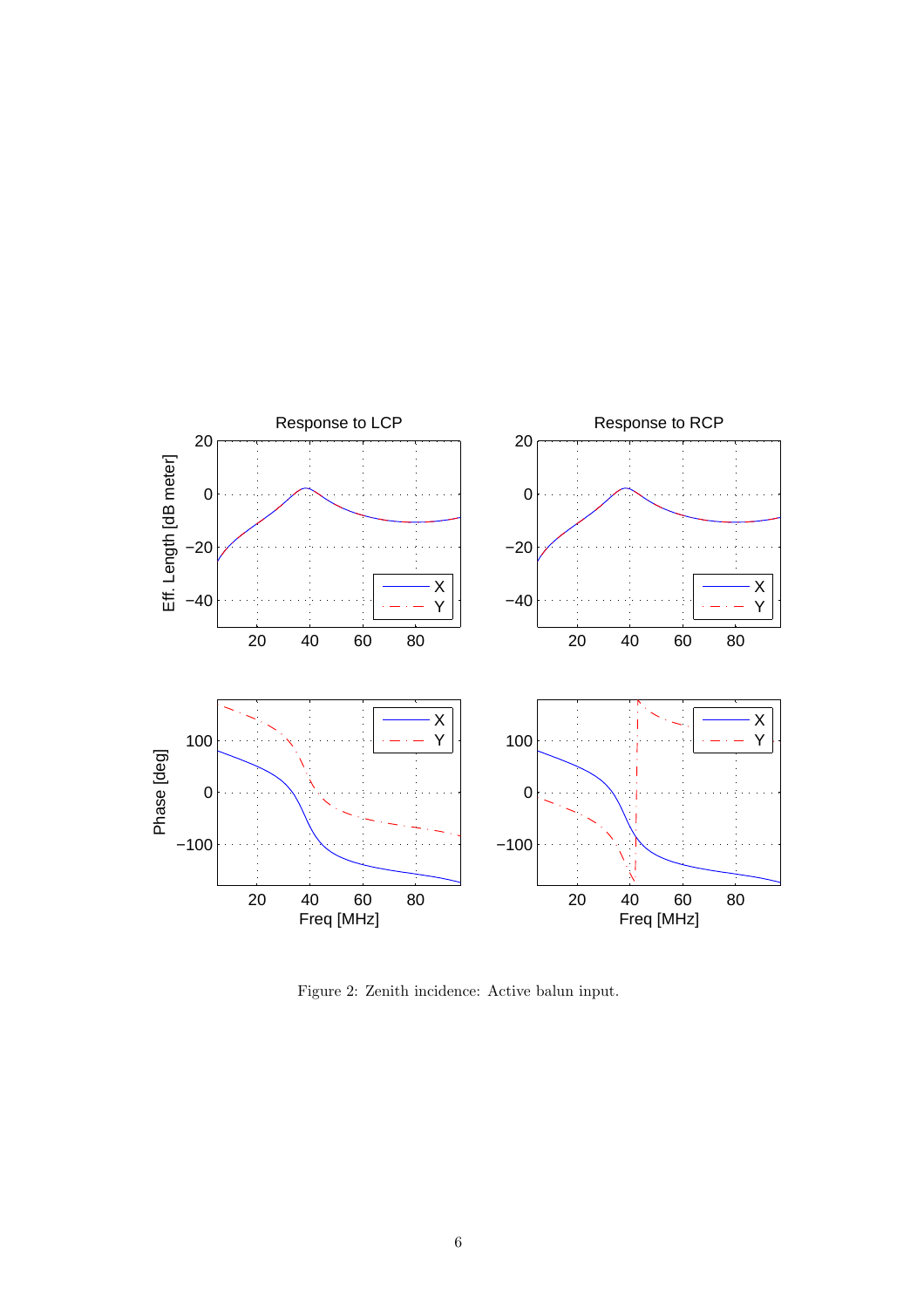Figure 2: Zenith incidence: Active balun input.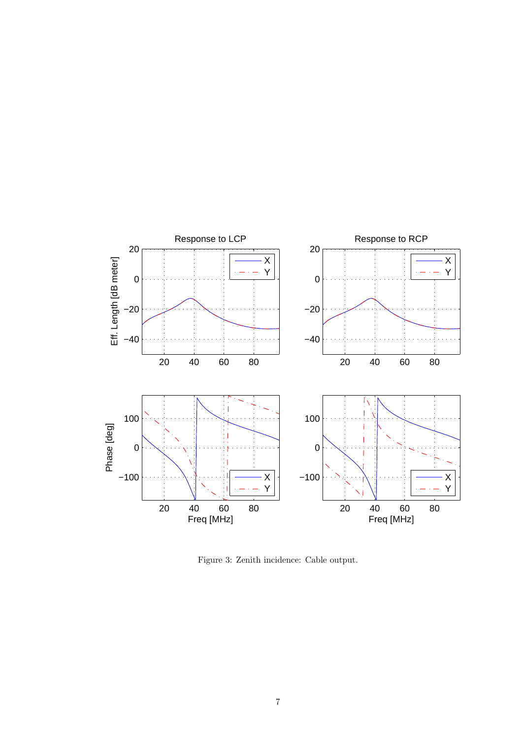Figure 3: Zenith incidence: Cable output.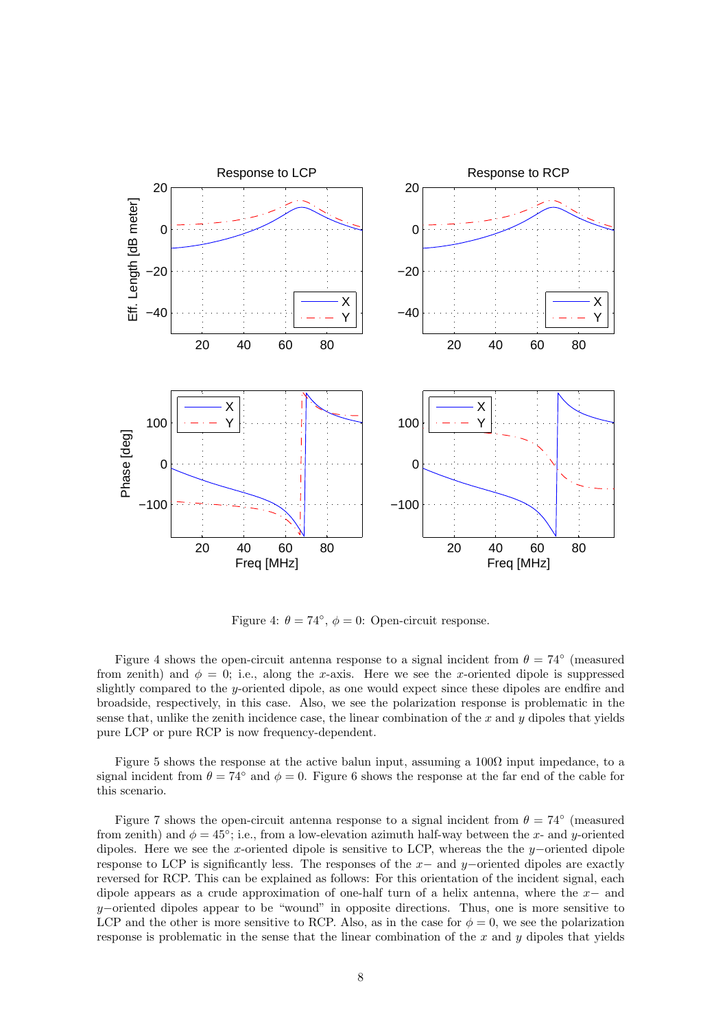Figure 4: $\theta = 74°$, $\phi = 0$: Open-circuit response.

Figure 4 shows the open-circuit antenna response to a signal incident from $\theta = 74°$ (measured from zenith) and $\phi = 0$; i.e., along the $x$-axis. Here we see the $x$-oriented dipole is suppressed slightly compared to the $y$-oriented dipole, as one would expect since these dipoles are endfire and broadside, respectively, in this case. Also, we see the polarization response is problematic in the sense that, unlike the zenith incidence case, the linear combination of the $x$ and $y$ dipoles that yields pure LCP or pure RCP is now frequency-dependent.

Figure 5 shows the response at the active balun input, assuming a 100Ω input impedance, to a signal incident from $\theta = 74°$ and $\phi = 0$. Figure 6 shows the response at the far end of the cable for this scenario.

Figure 7 shows the open-circuit antenna response to a signal incident from $\theta = 74°$ (measured from zenith) and $\phi = 45°$; i.e., from a low-elevation azimuth half-way between the $x$- and $y$-oriented dipoles. Here we see the $x$-oriented dipole is sensitive to LCP, whereas the the $y-$oriented dipole response to LCP is significantly less. The responses of the $x-$ and $y-$oriented dipoles are exactly reversed for RCP. This can be explained as follows: For this orientation of the incident signal, each dipole appears as a crude approximation of one-half turn of a helix antenna, where the $x-$ and $y-$oriented dipoles appear to be "wound" in opposite directions. Thus, one is more sensitive to LCP and the other is more sensitive to RCP. Also, as in the case for $\phi = 0$, we see the polarization response is problematic in the sense that the linear combination of the $x$ and $y$ dipoles that yields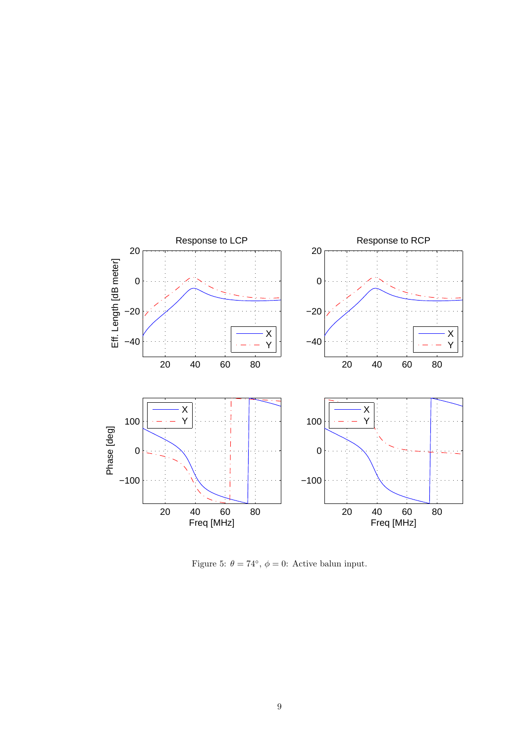Figure 5: $\theta = 74^{\circ}$, $\phi = 0$: Active balun input.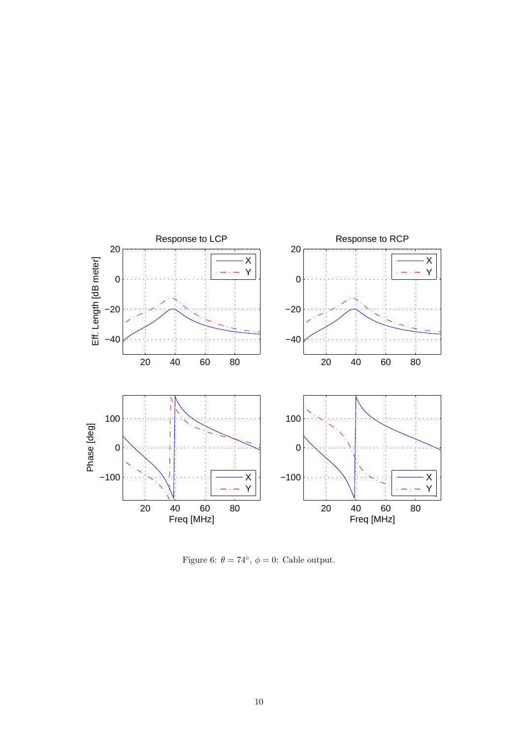Figure 6: $\theta = 74°$, $\phi = 0$: Cable output.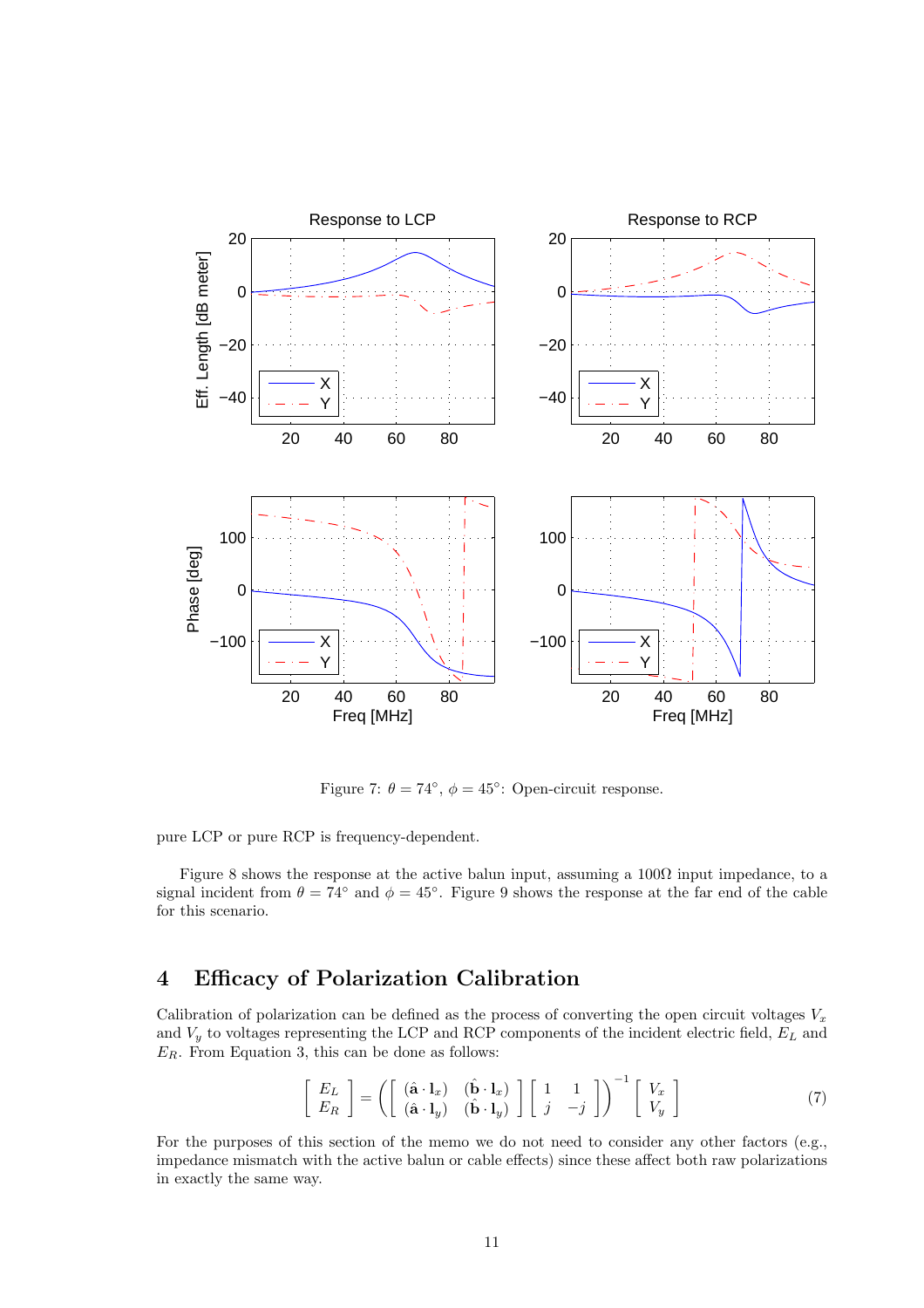Figure 7: $\theta = 74^\circ$, $\phi = 45^\circ$: Open-circuit response.

pure LCP or pure RCP is frequency-dependent.

Figure 8 shows the response at the active balun input, assuming a 100Ω input impedance, to a signal incident from $\theta = 74^\circ$ and $\phi = 45^\circ$. Figure 9 shows the response at the far end of the cable for this scenario.

# 4 Efficacy of Polarization Calibration

Calibration of polarization can be defined as the process of converting the open circuit voltages $V_x$ and $V_y$ to voltages representing the LCP and RCP components of the incident electric field, $E_L$ and $E_R$. From Equation 3, this can be done as follows:

$$\begin{bmatrix} E_L \\ E_R \end{bmatrix} = \left( \begin{bmatrix} (\hat{\mathbf{a}} \cdot \mathbf{l}_x) & (\hat{\mathbf{b}} \cdot \mathbf{l}_x) \\ (\hat{\mathbf{a}} \cdot \mathbf{l}_y) & (\hat{\mathbf{b}} \cdot \mathbf{l}_y) \end{bmatrix} \begin{bmatrix} 1 & 1 \\ j & -j \end{bmatrix} \right)^{-1} \begin{bmatrix} V_x \\ V_y \end{bmatrix} \tag{7}$$

For the purposes of this section of the memo we do not need to consider any other factors (e.g., impedance mismatch with the active balun or cable effects) since these affect both raw polarizations in exactly the same way.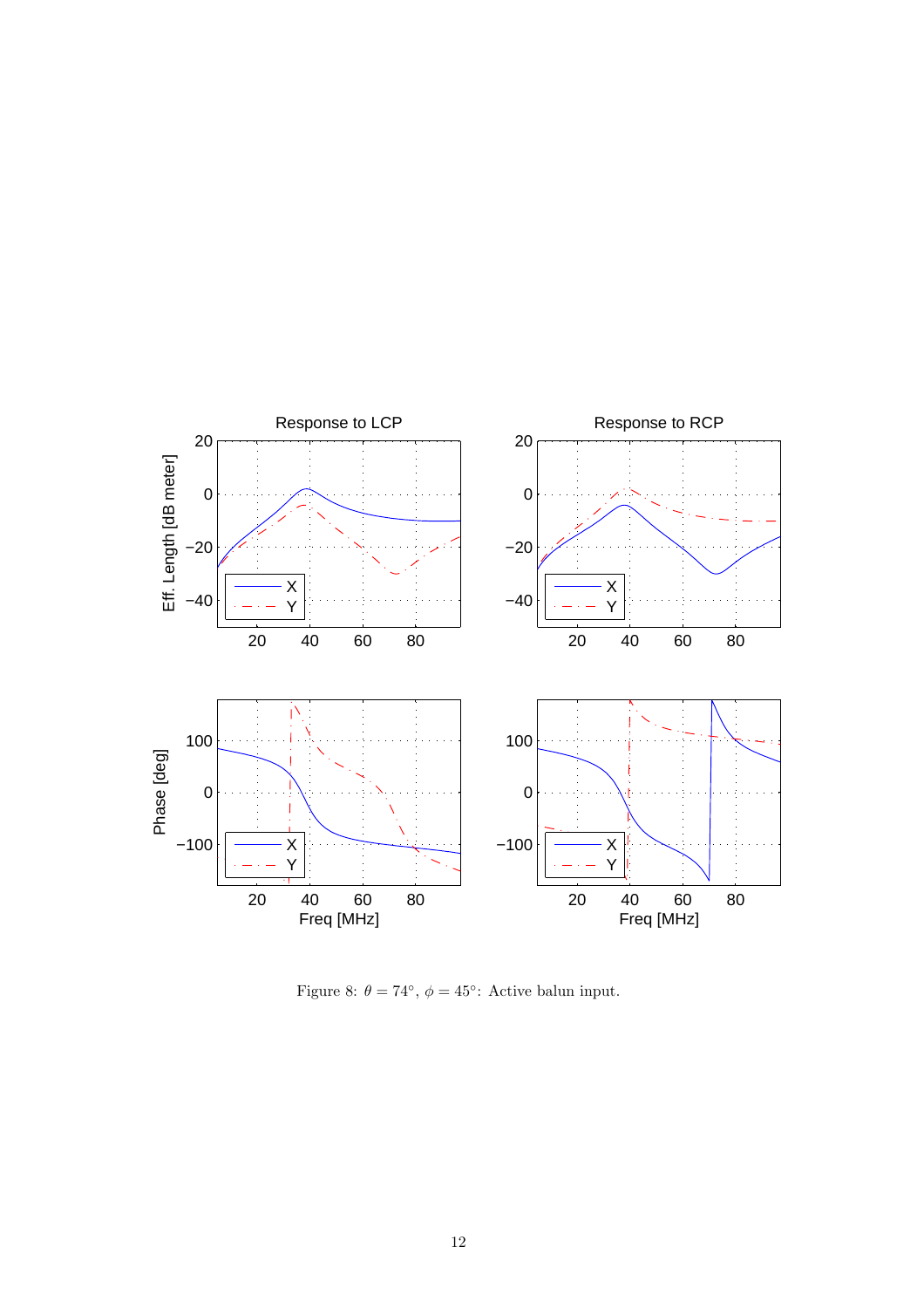Figure 8: $\theta = 74°$, $\phi = 45°$: Active balun input.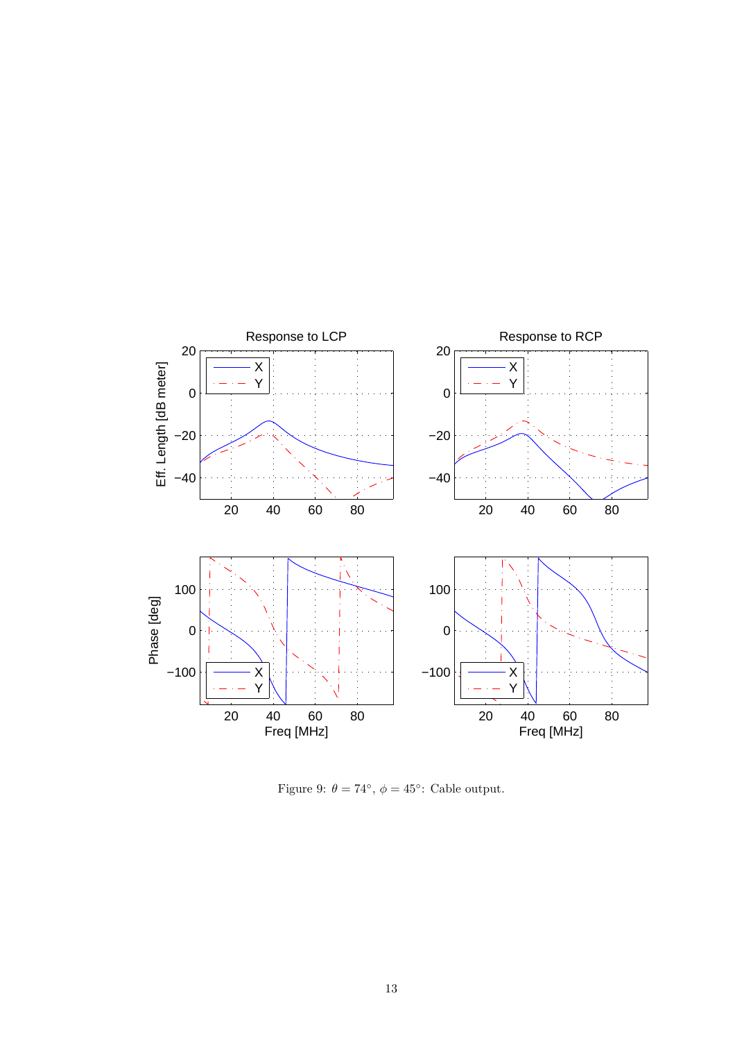Figure 9: $\theta = 74°$, $\phi = 45°$: Cable output.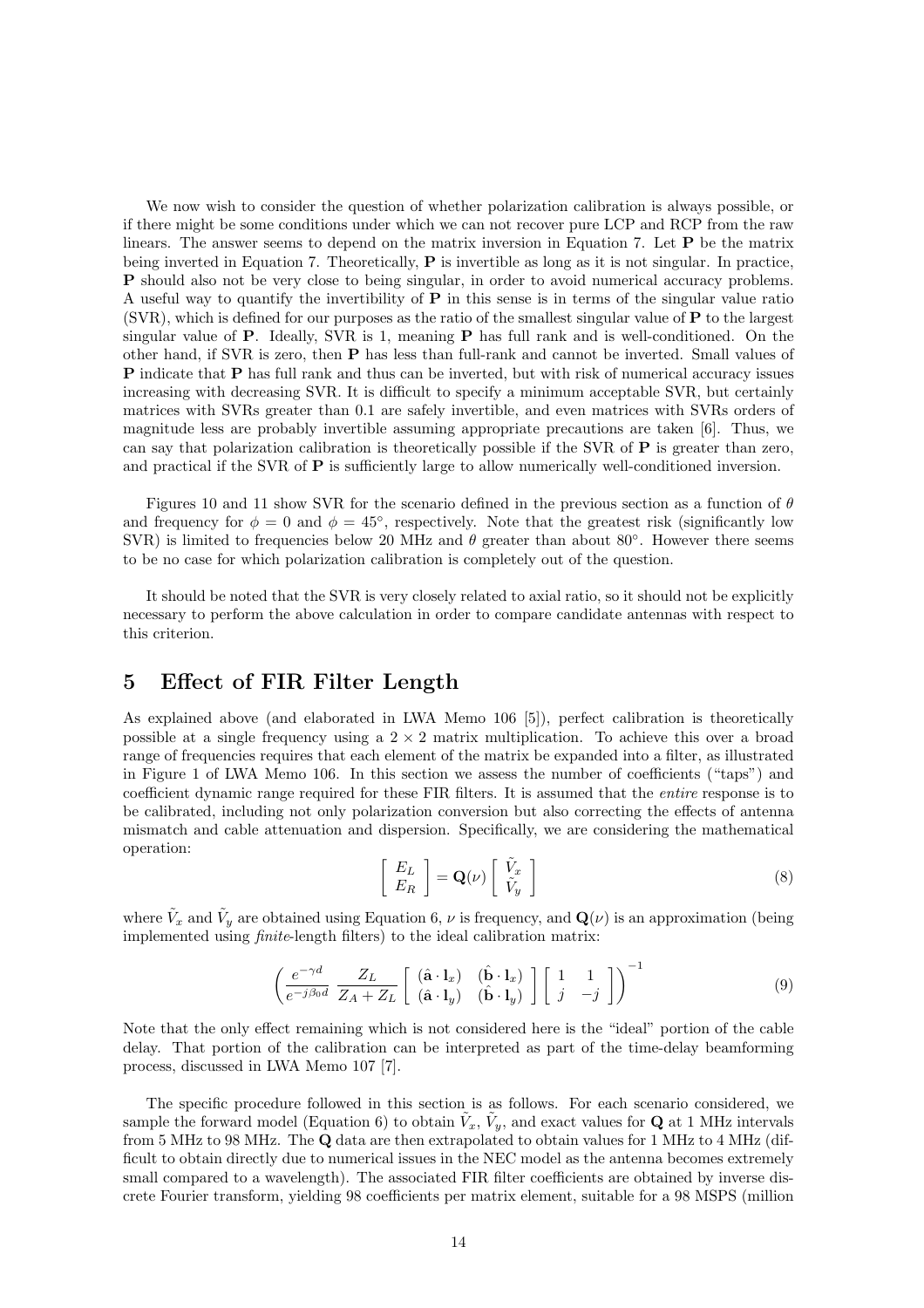We now wish to consider the question of whether polarization calibration is always possible, or if there might be some conditions under which we can not recover pure LCP and RCP from the raw linears. The answer seems to depend on the matrix inversion in Equation 7. Let **P** be the matrix being inverted in Equation 7. Theoretically, **P** is invertible as long as it is not singular. In practice, **P** should also not be very close to being singular, in order to avoid numerical accuracy problems. A useful way to quantify the invertibility of **P** in this sense is in terms of the singular value ratio (SVR), which is defined for our purposes as the ratio of the smallest singular value of **P** to the largest singular value of **P**. Ideally, SVR is 1, meaning **P** has full rank and is well-conditioned. On the other hand, if SVR is zero, then **P** has less than full-rank and cannot be inverted. Small values of **P** indicate that **P** has full rank and thus can be inverted, but with risk of numerical accuracy issues increasing with decreasing SVR. It is difficult to specify a minimum acceptable SVR, but certainly matrices with SVRs greater than 0.1 are safely invertible, and even matrices with SVRs orders of magnitude less are probably invertible assuming appropriate precautions are taken [6]. Thus, we can say that polarization calibration is theoretically possible if the SVR of **P** is greater than zero, and practical if the SVR of **P** is sufficiently large to allow numerically well-conditioned inversion.

Figures 10 and 11 show SVR for the scenario defined in the previous section as a function of $\theta$ and frequency for $\phi = 0$ and $\phi = 45^\circ$, respectively. Note that the greatest risk (significantly low SVR) is limited to frequencies below 20 MHz and $\theta$ greater than about 80°. However there seems to be no case for which polarization calibration is completely out of the question.

It should be noted that the SVR is very closely related to axial ratio, so it should not be explicitly necessary to perform the above calculation in order to compare candidate antennas with respect to this criterion.

## 5 Effect of FIR Filter Length

As explained above (and elaborated in LWA Memo 106 [5]), perfect calibration is theoretically possible at a single frequency using a $2 \times 2$ matrix multiplication. To achieve this over a broad range of frequencies requires that each element of the matrix be expanded into a filter, as illustrated in Figure 1 of LWA Memo 106. In this section we assess the number of coefficients ("taps") and coefficient dynamic range required for these FIR filters. It is assumed that the *entire* response is to be calibrated, including not only polarization conversion but also correcting the effects of antenna mismatch and cable attenuation and dispersion. Specifically, we are considering the mathematical operation:

$$\left[ \begin{array}{c} E_L \\ E_R \end{array} \right] = \mathbf{Q}(\nu) \left[ \begin{array}{c} \tilde{V}_x \\ \tilde{V}_y \end{array} \right] \tag{8}$$

where $\tilde{V}_x$ and $\tilde{V}_y$ are obtained using Equation 6, $\nu$ is frequency, and $\mathbf{Q}(\nu)$ is an approximation (being implemented using *finite*-length filters) to the ideal calibration matrix:

$$\left( \frac{e^{-\gamma d}}{e^{-j\beta_0 d}} \, \frac{Z_L}{Z_A + Z_L} \left[ \begin{array}{cc} (\hat{\mathbf{a}} \cdot \mathbf{l}_x) & (\hat{\mathbf{b}} \cdot \mathbf{l}_x) \\ (\hat{\mathbf{a}} \cdot \mathbf{l}_y) & (\hat{\mathbf{b}} \cdot \mathbf{l}_y) \end{array} \right] \left[ \begin{array}{cc} 1 & 1 \\ j & -j \end{array} \right] \right)^{-1} \tag{9}$$

Note that the only effect remaining which is not considered here is the "ideal" portion of the cable delay. That portion of the calibration can be interpreted as part of the time-delay beamforming process, discussed in LWA Memo 107 [7].

The specific procedure followed in this section is as follows. For each scenario considered, we sample the forward model (Equation 6) to obtain $\tilde{V}_x$, $\tilde{V}_y$, and exact values for $\mathbf{Q}$ at 1 MHz intervals from 5 MHz to 98 MHz. The $\mathbf{Q}$ data are then extrapolated to obtain values for 1 MHz to 4 MHz (difficult to obtain directly due to numerical issues in the NEC model as the antenna becomes extremely small compared to a wavelength). The associated FIR filter coefficients are obtained by inverse discrete Fourier transform, yielding 98 coefficients per matrix element, suitable for a 98 MSPS (million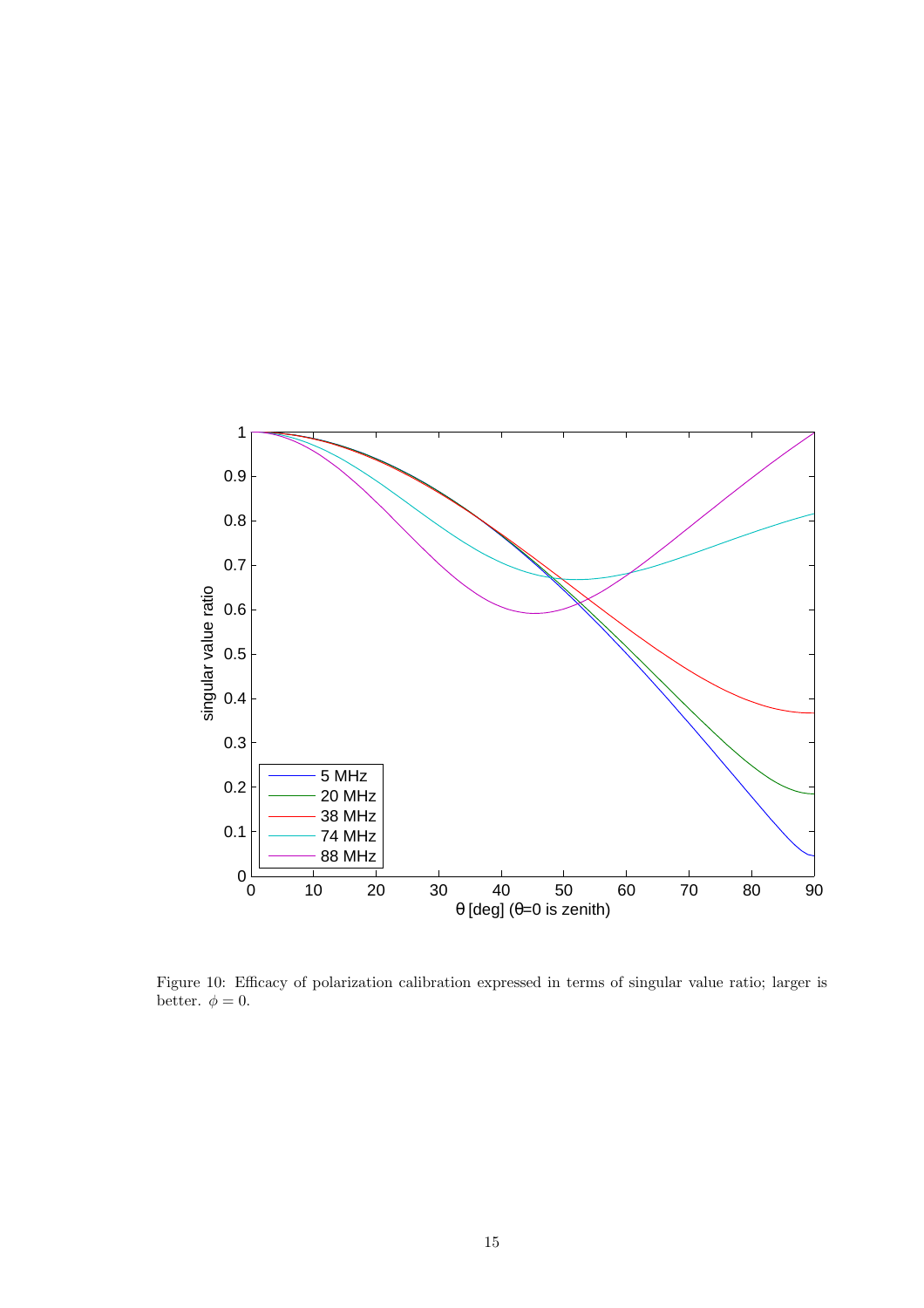Figure 10: Efficacy of polarization calibration expressed in terms of singular value ratio; larger is better. $\phi = 0$.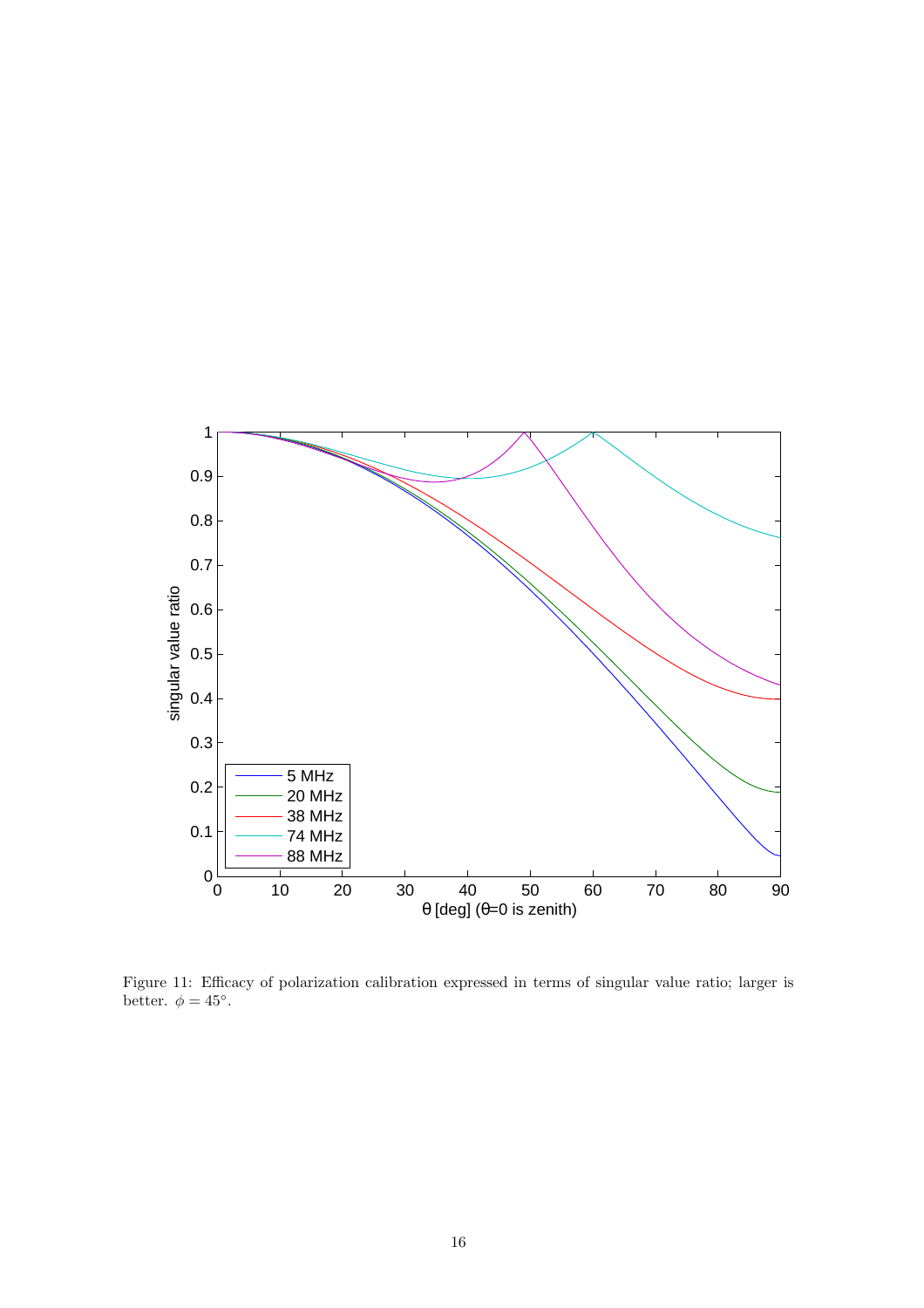Figure 11: Efficacy of polarization calibration expressed in terms of singular value ratio; larger is better. $\phi = 45^{\circ}$.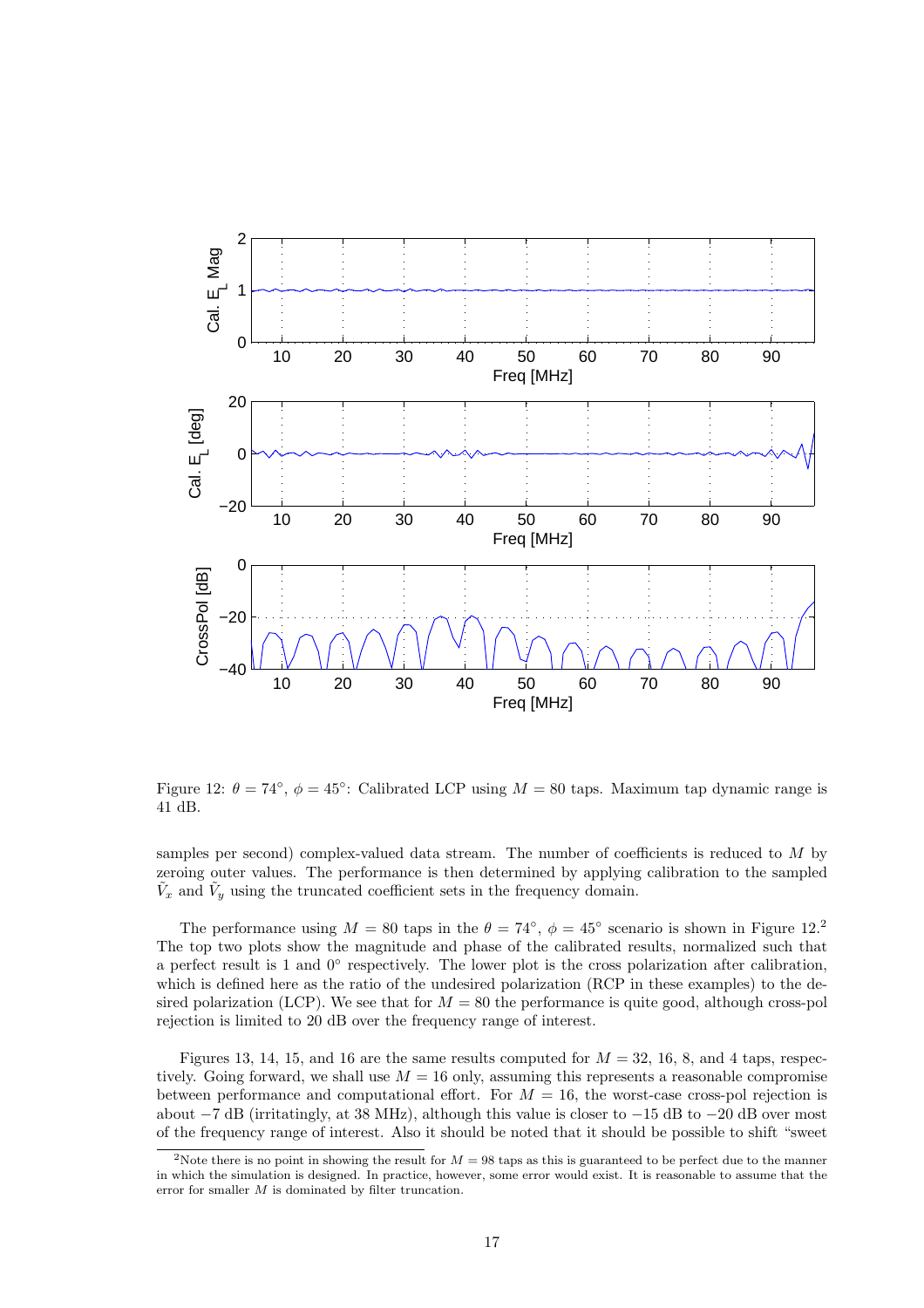Figure 12: $\theta = 74^\circ$, $\phi = 45^\circ$: Calibrated LCP using $M = 80$ taps. Maximum tap dynamic range is 41 dB.

samples per second) complex-valued data stream. The number of coefficients is reduced to $M$ by zeroing outer values. The performance is then determined by applying calibration to the sampled $\tilde{V}_x$ and $\tilde{V}_y$ using the truncated coefficient sets in the frequency domain.

The performance using $M = 80$ taps in the $\theta = 74^\circ$, $\phi = 45^\circ$ scenario is shown in Figure 12.[2] The top two plots show the magnitude and phase of the calibrated results, normalized such that a perfect result is 1 and $0^\circ$ respectively. The lower plot is the cross polarization after calibration, which is defined here as the ratio of the undesired polarization (RCP in these examples) to the desired polarization (LCP). We see that for $M = 80$ the performance is quite good, although cross-pol rejection is limited to 20 dB over the frequency range of interest.

Figures 13, 14, 15, and 16 are the same results computed for $M = 32$, 16, 8, and 4 taps, respectively. Going forward, we shall use $M = 16$ only, assuming this represents a reasonable compromise between performance and computational effort. For $M = 16$, the worst-case cross-pol rejection is about $-7$ dB (irritatingly, at 38 MHz), although this value is closer to $-15$ dB to $-20$ dB over most of the frequency range of interest. Also it should be noted that it should be possible to shift "sweet

[2]Note there is no point in showing the result for $M = 98$ taps as this is guaranteed to be perfect due to the manner in which the simulation is designed. In practice, however, some error would exist. It is reasonable to assume that the error for smaller $M$ is dominated by filter truncation.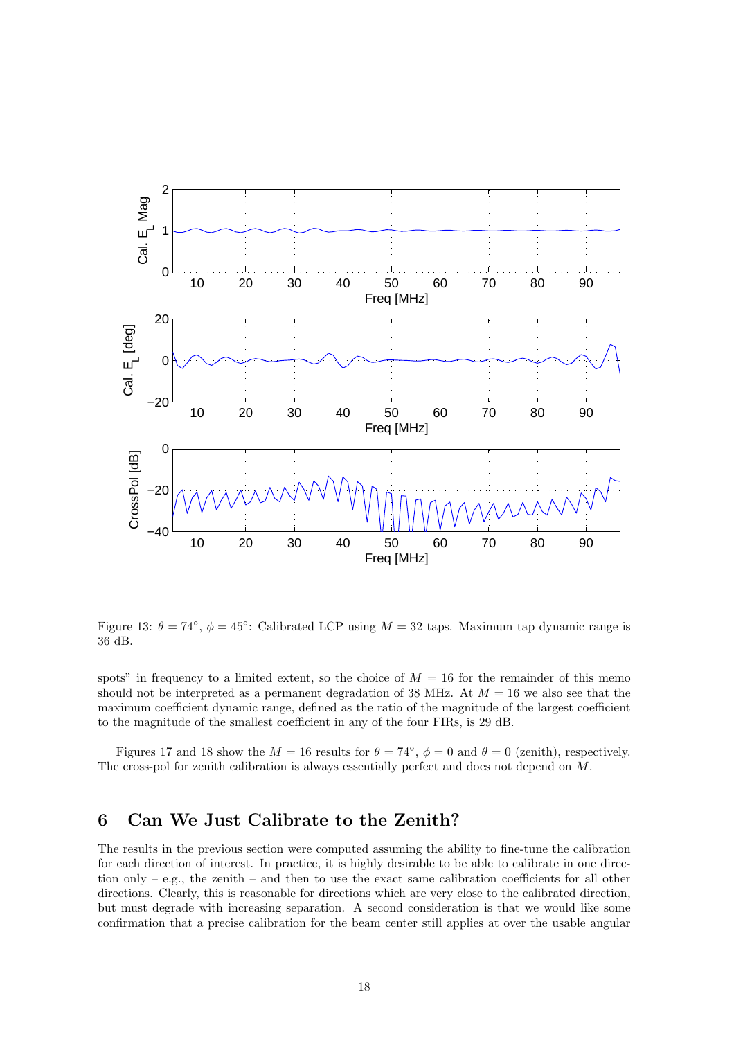Figure 13: $\theta = 74°$, $\phi = 45°$: Calibrated LCP using $M = 32$ taps. Maximum tap dynamic range is 36 dB.

spots" in frequency to a limited extent, so the choice of $M = 16$ for the remainder of this memo should not be interpreted as a permanent degradation of 38 MHz. At $M = 16$ we also see that the maximum coefficient dynamic range, defined as the ratio of the magnitude of the largest coefficient to the magnitude of the smallest coefficient in any of the four FIRs, is 29 dB.

Figures 17 and 18 show the $M = 16$ results for $\theta = 74°$, $\phi = 0$ and $\theta = 0$ (zenith), respectively. The cross-pol for zenith calibration is always essentially perfect and does not depend on $M$.

## 6 Can We Just Calibrate to the Zenith?

The results in the previous section were computed assuming the ability to fine-tune the calibration for each direction of interest. In practice, it is highly desirable to be able to calibrate in one direction only – e.g., the zenith – and then to use the exact same calibration coefficients for all other directions. Clearly, this is reasonable for directions which are very close to the calibrated direction, but must degrade with increasing separation. A second consideration is that we would like some confirmation that a precise calibration for the beam center still applies at over the usable angular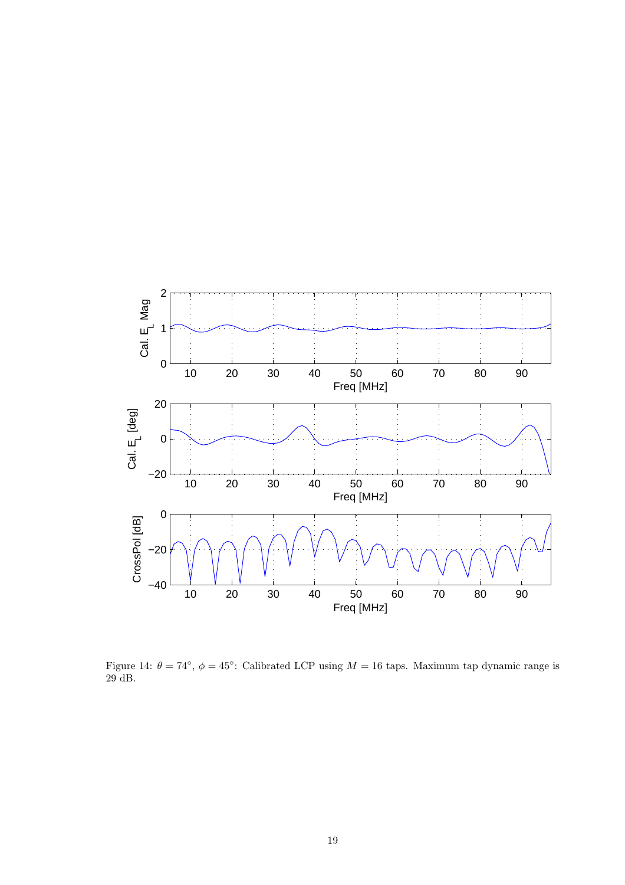Figure 14: $\theta = 74^{\circ}$, $\phi = 45^{\circ}$: Calibrated LCP using $M = 16$ taps. Maximum tap dynamic range is 29 dB.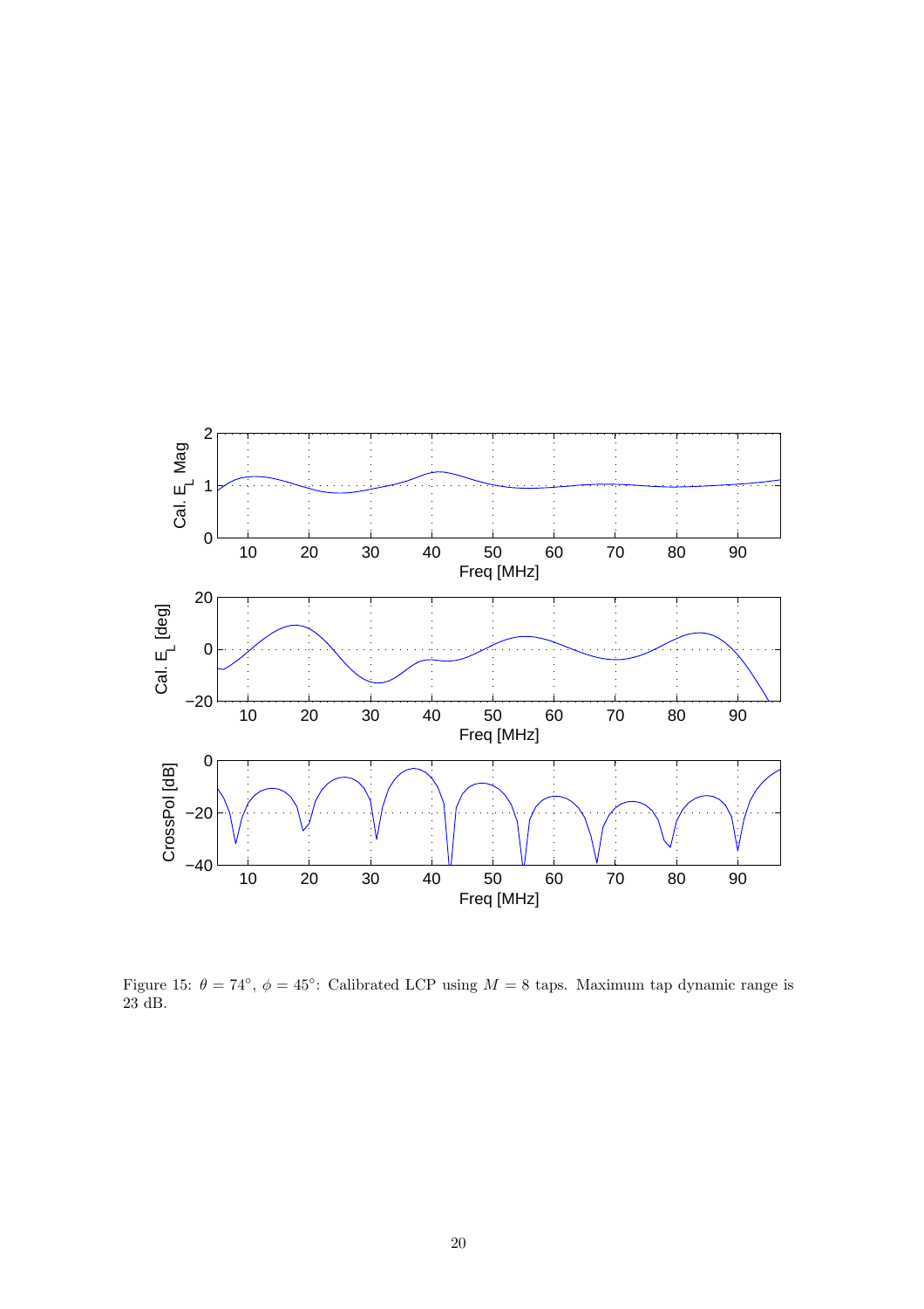Figure 15: $\theta = 74^\circ$, $\phi = 45^\circ$: Calibrated LCP using $M = 8$ taps. Maximum tap dynamic range is 23 dB.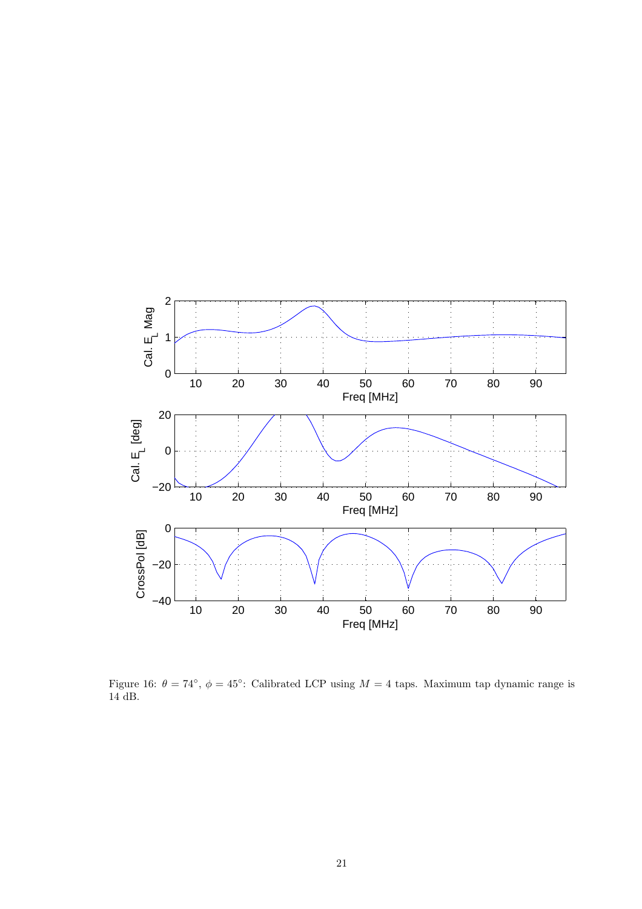Figure 16: $\theta = 74^{\circ}$, $\phi = 45^{\circ}$: Calibrated LCP using $M = 4$ taps. Maximum tap dynamic range is 14 dB.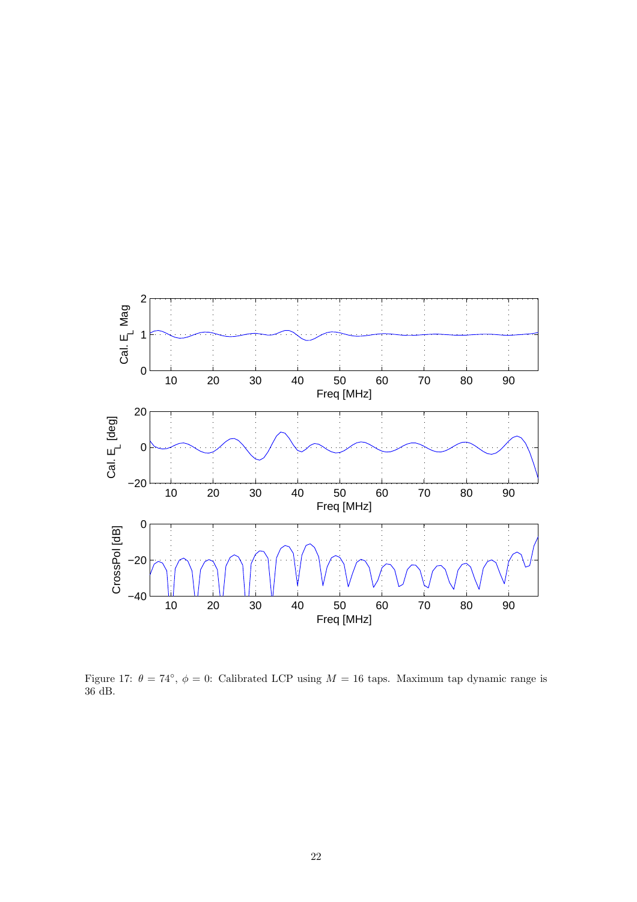Figure 17: $\theta = 74^{\circ}$, $\phi = 0$: Calibrated LCP using $M = 16$ taps. Maximum tap dynamic range is 36 dB.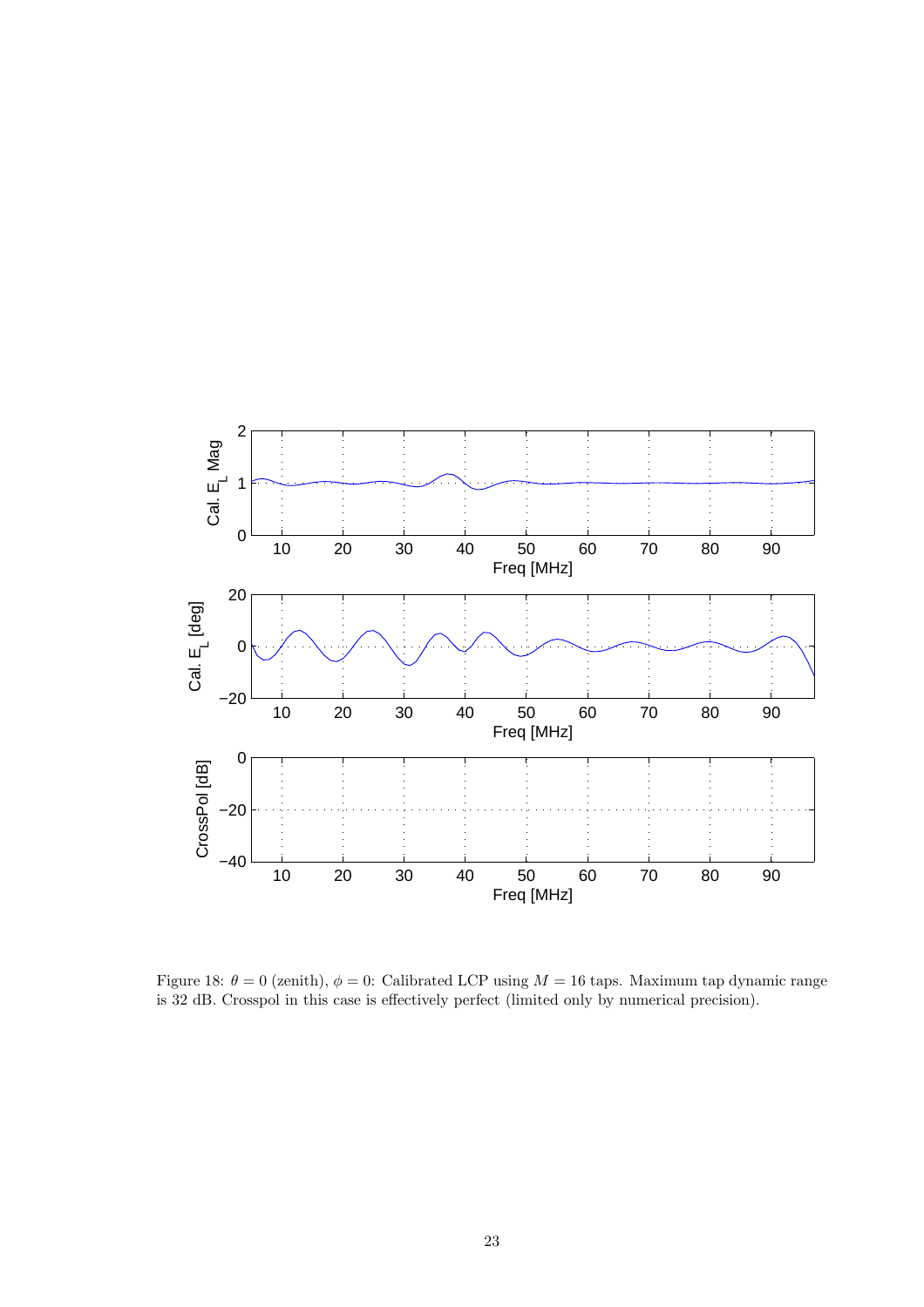Figure 18: $\theta = 0$ (zenith), $\phi = 0$: Calibrated LCP using $M = 16$ taps. Maximum tap dynamic range is 32 dB. Crosspol in this case is effectively perfect (limited only by numerical precision).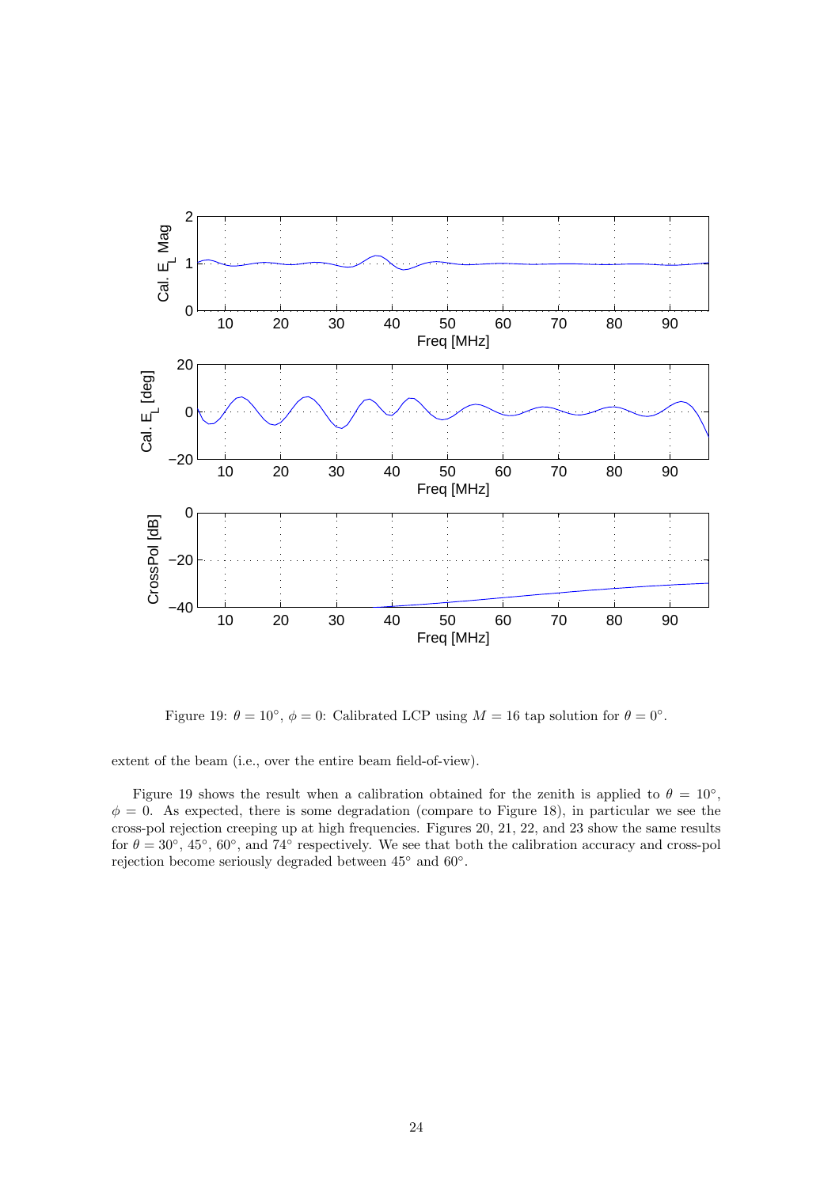Figure 19: $\theta = 10^\circ$, $\phi = 0$: Calibrated LCP using $M = 16$ tap solution for $\theta = 0^\circ$.

extent of the beam (i.e., over the entire beam field-of-view).

Figure 19 shows the result when a calibration obtained for the zenith is applied to $\theta = 10^\circ$, $\phi = 0$. As expected, there is some degradation (compare to Figure 18), in particular we see the cross-pol rejection creeping up at high frequencies. Figures 20, 21, 22, and 23 show the same results for $\theta = 30^\circ$, $45^\circ$, $60^\circ$, and $74^\circ$ respectively. We see that both the calibration accuracy and cross-pol rejection become seriously degraded between $45^\circ$ and $60^\circ$.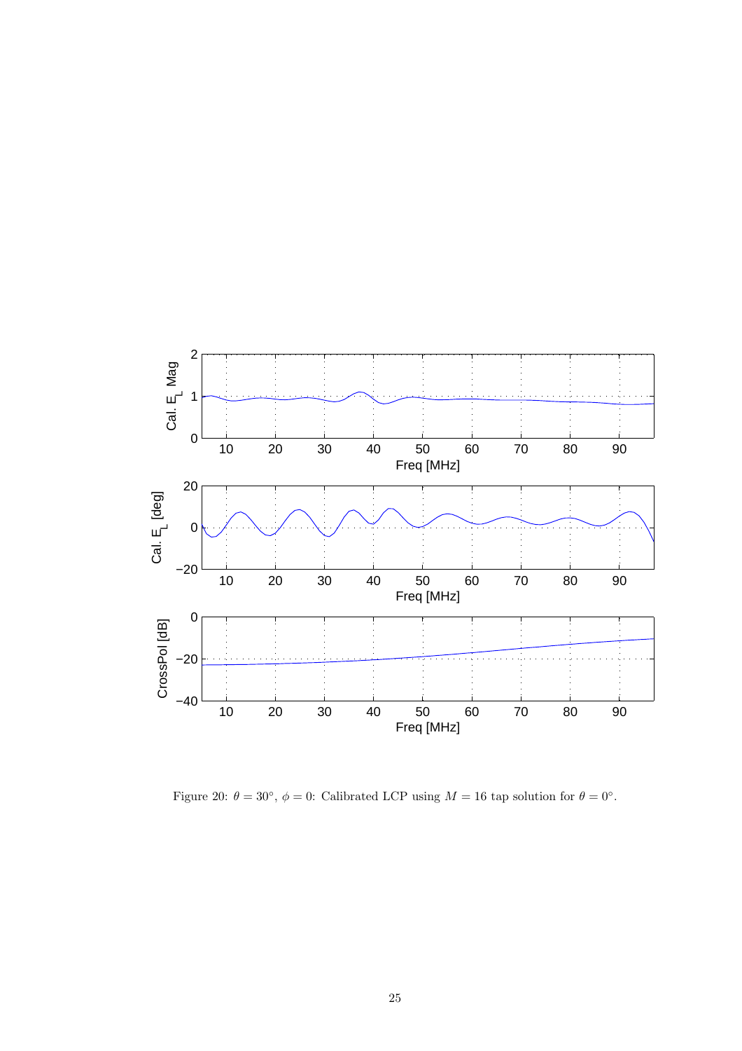Figure 20: $\theta = 30^\circ$, $\phi = 0$: Calibrated LCP using $M = 16$ tap solution for $\theta = 0^\circ$.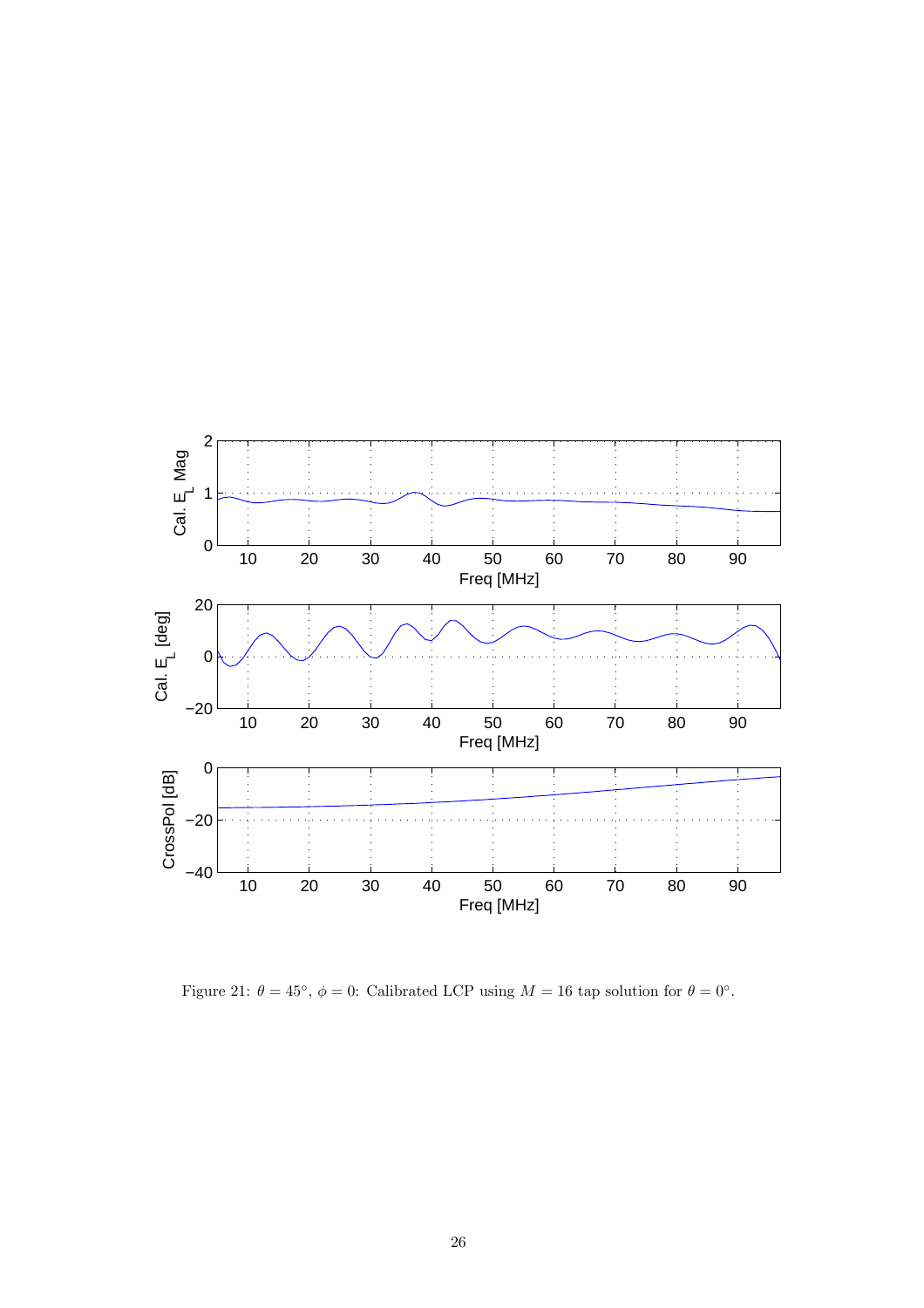Figure 21: $\theta = 45^{\circ}$, $\phi = 0$: Calibrated LCP using $M = 16$ tap solution for $\theta = 0^{\circ}$.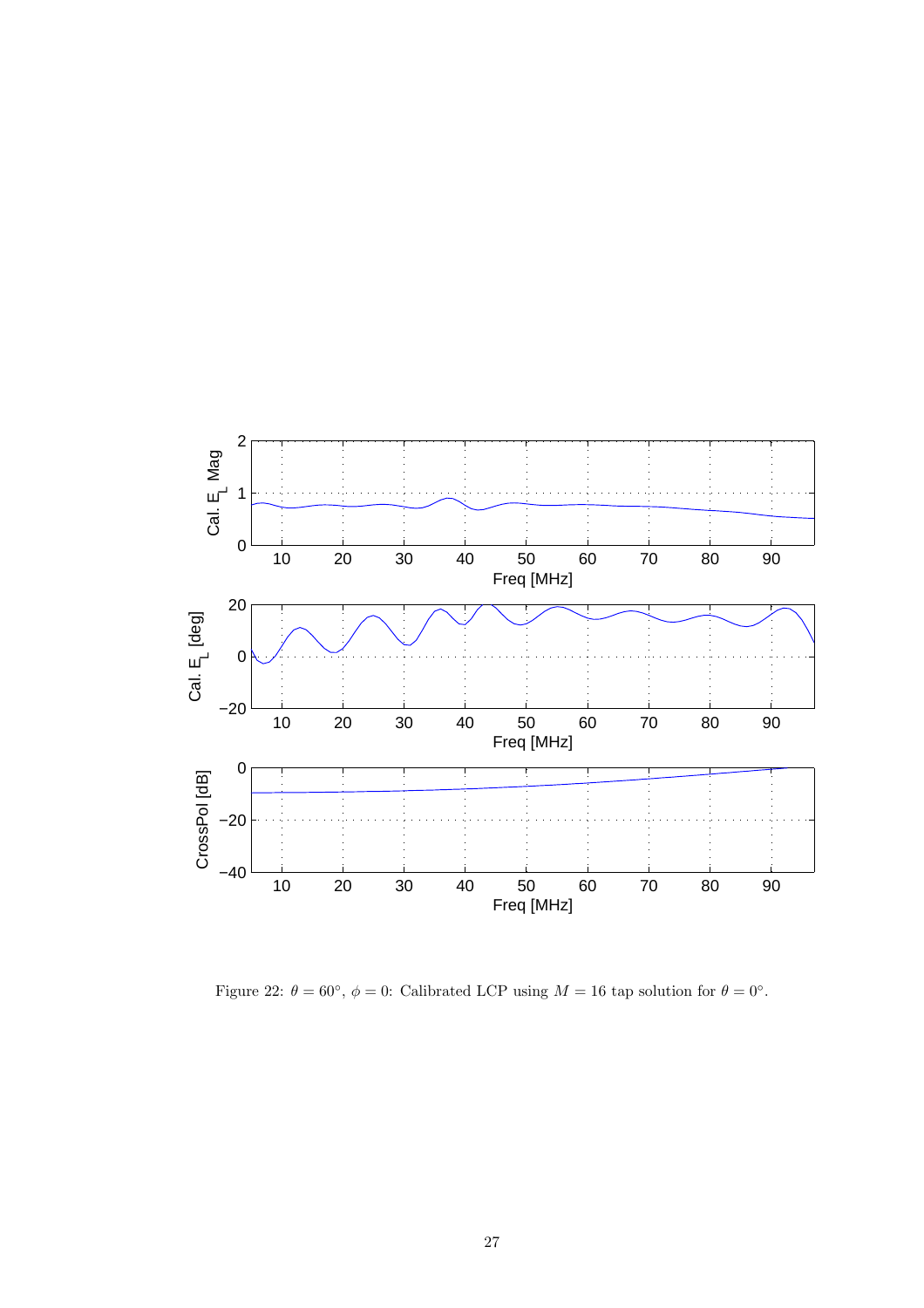Figure 22: $\theta = 60^\circ$, $\phi = 0$: Calibrated LCP using $M = 16$ tap solution for $\theta = 0^\circ$.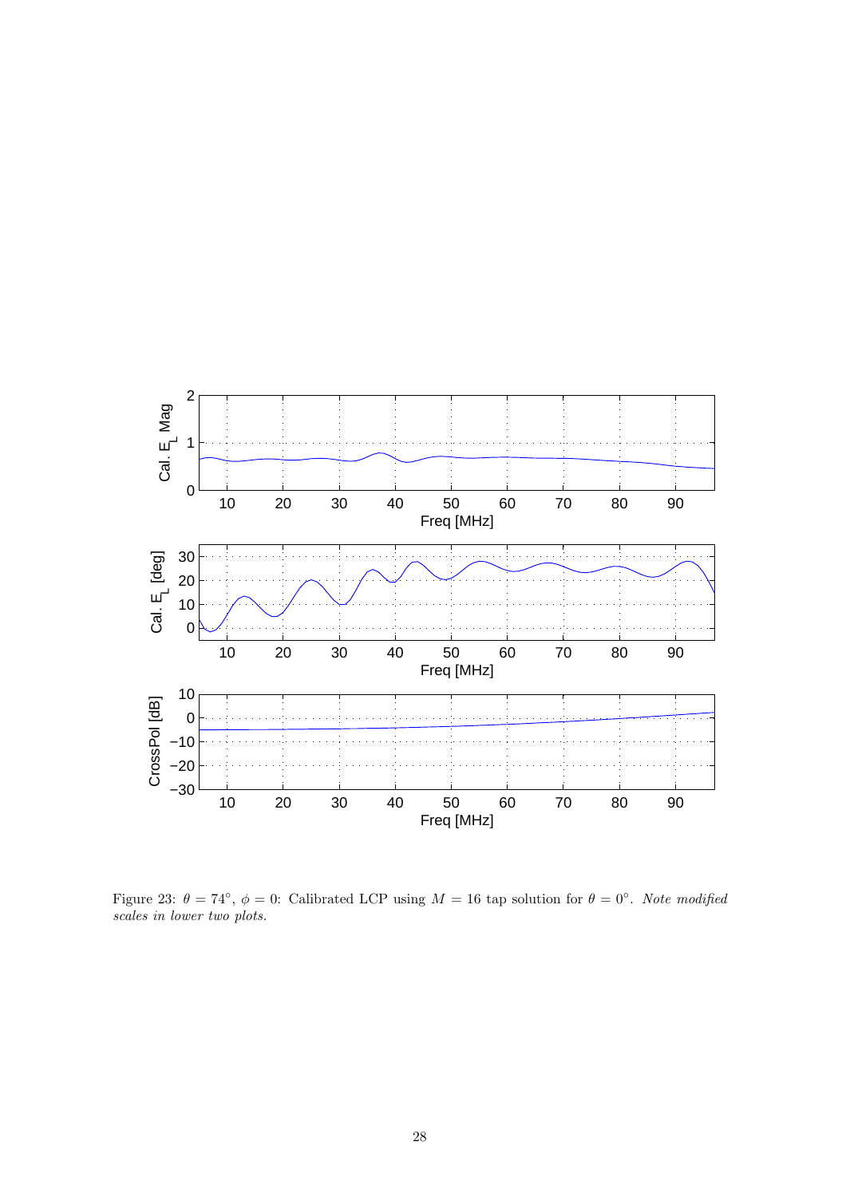Figure 23: $\theta = 74^{\circ}$, $\phi = 0$: Calibrated LCP using $M = 16$ tap solution for $\theta = 0^{\circ}$. *Note modified scales in lower two plots.*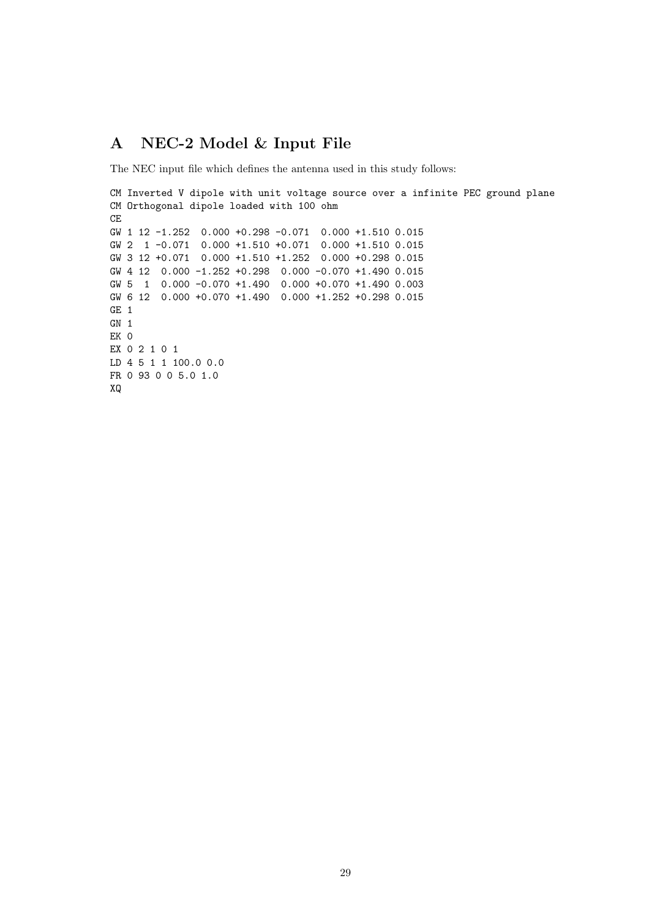# A NEC-2 Model & Input File

The NEC input file which defines the antenna used in this study follows:

```
CM Inverted V dipole with unit voltage source over a infinite PEC ground plane
CM Orthogonal dipole loaded with 100 ohm
CE
GW 1 12 -1.252  0.000 +0.298 -0.071  0.000 +1.510 0.015
GW 2  1 -0.071  0.000 +1.510 +0.071  0.000 +1.510 0.015
GW 3 12 +0.071  0.000 +1.510 +1.252  0.000 +0.298 0.015
GW 4 12  0.000 -1.252 +0.298  0.000 -0.070 +1.490 0.015
GW 5  1  0.000 -0.070 +1.490  0.000 +0.070 +1.490 0.003
GW 6 12  0.000 +0.070 +1.490  0.000 +1.252 +0.298 0.015
GE 1
GN 1
EK 0
EX 0 2 1 0 1
LD 4 5 1 1 100.0 0.0
FR 0 93 0 0 5.0 1.0
XQ
```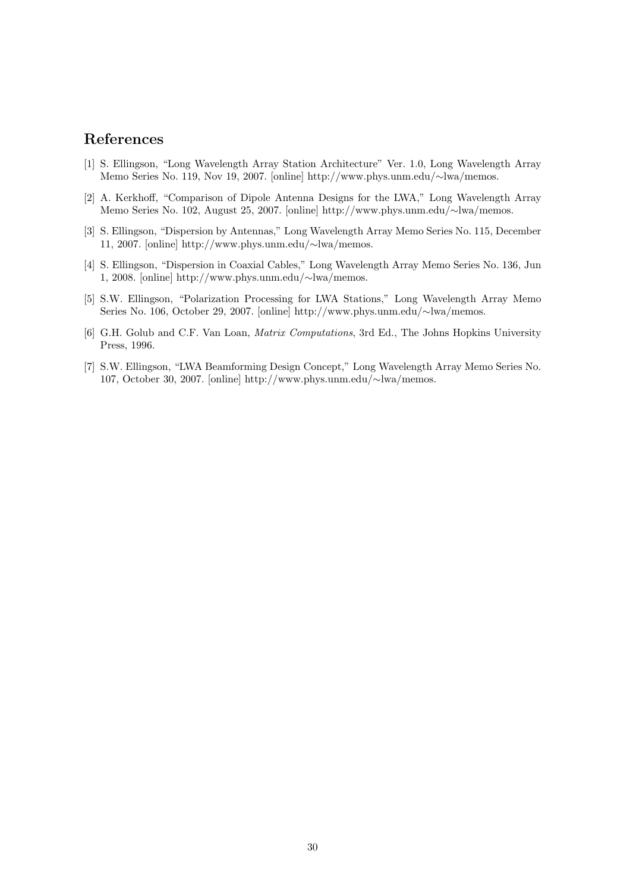## References

[1] S. Ellingson, "Long Wavelength Array Station Architecture" Ver. 1.0, Long Wavelength Array Memo Series No. 119, Nov 19, 2007. [online] http://www.phys.unm.edu/∼lwa/memos.

[2] A. Kerkhoff, "Comparison of Dipole Antenna Designs for the LWA," Long Wavelength Array Memo Series No. 102, August 25, 2007. [online] http://www.phys.unm.edu/∼lwa/memos.

[3] S. Ellingson, "Dispersion by Antennas," Long Wavelength Array Memo Series No. 115, December 11, 2007. [online] http://www.phys.unm.edu/∼lwa/memos.

[4] S. Ellingson, "Dispersion in Coaxial Cables," Long Wavelength Array Memo Series No. 136, Jun 1, 2008. [online] http://www.phys.unm.edu/∼lwa/memos.

[5] S.W. Ellingson, "Polarization Processing for LWA Stations," Long Wavelength Array Memo Series No. 106, October 29, 2007. [online] http://www.phys.unm.edu/∼lwa/memos.

[6] G.H. Golub and C.F. Van Loan, *Matrix Computations*, 3rd Ed., The Johns Hopkins University Press, 1996.

[7] S.W. Ellingson, "LWA Beamforming Design Concept," Long Wavelength Array Memo Series No. 107, October 30, 2007. [online] http://www.phys.unm.edu/∼lwa/memos.